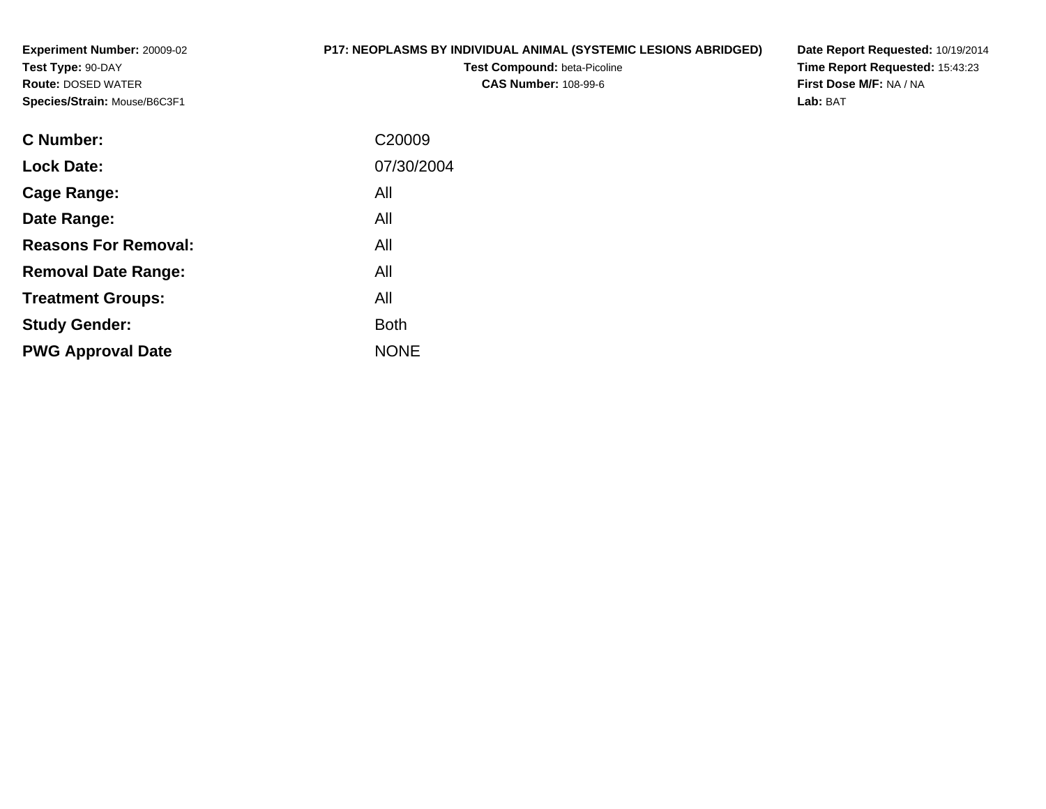**Experiment Number:** 20009-02
**Test Type:** 90-DAY
**Route:** DOSED WATER
**Species/Strain:** Mouse/B6C3F1

**P17: NEOPLASMS BY INDIVIDUAL ANIMAL (SYSTEMIC LESIONS ABRIDGED)**
**Test Compound:** beta-Picoline
**CAS Number:** 108-99-6

**Date Report Requested:** 10/19/2014
**Time Report Requested:** 15:43:23
**First Dose M/F:** NA / NA
**Lab:** BAT

| | |
|---|---|
| **C Number:** | C20009 |
| **Lock Date:** | 07/30/2004 |
| **Cage Range:** | All |
| **Date Range:** | All |
| **Reasons For Removal:** | All |
| **Removal Date Range:** | All |
| **Treatment Groups:** | All |
| **Study Gender:** | Both |
| **PWG Approval Date** | NONE |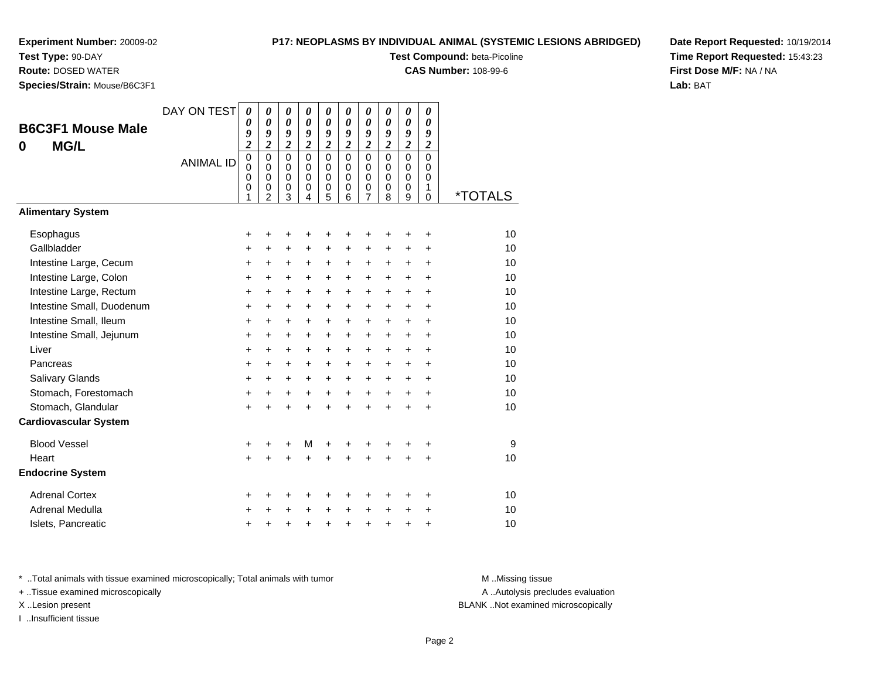**Experiment Number:** 20009-02
**Test Type:** 90-DAY
**Route:** DOSED WATER
**Species/Strain:** Mouse/B6C3F1

**P17: NEOPLASMS BY INDIVIDUAL ANIMAL (SYSTEMIC LESIONS ABRIDGED)**
**Test Compound:** beta-Picoline
**CAS Number:** 108-99-6

**Date Report Requested:** 10/19/2014
**Time Report Requested:** 15:43:23
**First Dose M/F:** NA / NA
**Lab:** BAT

## B6C3F1 Mouse Male 0 MG/L

| DAY ON TEST | 0092 | 0092 | 0092 | 0092 | 0092 | 0092 | 0092 | 0092 | 0092 | 0092 | |
|---|---|---|---|---|---|---|---|---|---|---|---|
| ANIMAL ID | 00001 | 00002 | 00003 | 00004 | 00005 | 00006 | 00007 | 00008 | 00009 | 00010 | *TOTALS |
| **Alimentary System** | | | | | | | | | | | |
| Esophagus | + | + | + | + | + | + | + | + | + | + | 10 |
| Gallbladder | + | + | + | + | + | + | + | + | + | + | 10 |
| Intestine Large, Cecum | + | + | + | + | + | + | + | + | + | + | 10 |
| Intestine Large, Colon | + | + | + | + | + | + | + | + | + | + | 10 |
| Intestine Large, Rectum | + | + | + | + | + | + | + | + | + | + | 10 |
| Intestine Small, Duodenum | + | + | + | + | + | + | + | + | + | + | 10 |
| Intestine Small, Ileum | + | + | + | + | + | + | + | + | + | + | 10 |
| Intestine Small, Jejunum | + | + | + | + | + | + | + | + | + | + | 10 |
| Liver | + | + | + | + | + | + | + | + | + | + | 10 |
| Pancreas | + | + | + | + | + | + | + | + | + | + | 10 |
| Salivary Glands | + | + | + | + | + | + | + | + | + | + | 10 |
| Stomach, Forestomach | + | + | + | + | + | + | + | + | + | + | 10 |
| Stomach, Glandular | + | + | + | + | + | + | + | + | + | + | 10 |
| **Cardiovascular System** | | | | | | | | | | | |
| Blood Vessel | + | + | + | M | + | + | + | + | + | + | 9 |
| Heart | + | + | + | + | + | + | + | + | + | + | 10 |
| **Endocrine System** | | | | | | | | | | | |
| Adrenal Cortex | + | + | + | + | + | + | + | + | + | + | 10 |
| Adrenal Medulla | + | + | + | + | + | + | + | + | + | + | 10 |
| Islets, Pancreatic | + | + | + | + | + | + | + | + | + | + | 10 |

* ..Total animals with tissue examined microscopically; Total animals with tumor
+ ..Tissue examined microscopically
X ..Lesion present
I ..Insufficient tissue

M ..Missing tissue
A ..Autolysis precludes evaluation
BLANK ..Not examined microscopically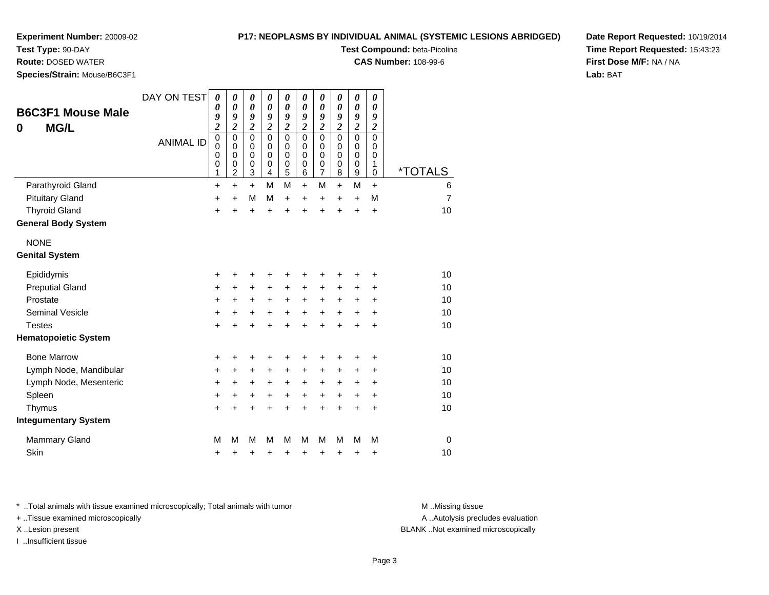**Experiment Number:** 20009-02
**Test Type:** 90-DAY
**Route:** DOSED WATER
**Species/Strain:** Mouse/B6C3F1

**P17: NEOPLASMS BY INDIVIDUAL ANIMAL (SYSTEMIC LESIONS ABRIDGED)**
**Test Compound:** beta-Picoline
**CAS Number:** 108-99-6

**Date Report Requested:** 10/19/2014
**Time Report Requested:** 15:43:23
**First Dose M/F:** NA / NA
**Lab:** BAT

## B6C3F1 Mouse Male
## 0 MG/L

| DAY ON TEST | 0092 | 0092 | 0092 | 0092 | 0092 | 0092 | 0092 | 0092 | 0092 | 0092 | |
|---|---|---|---|---|---|---|---|---|---|---|---|
| ANIMAL ID | 00001 | 00002 | 00003 | 00004 | 00005 | 00006 | 00007 | 00008 | 00009 | 00010 | *TOTALS |
| Parathyroid Gland | + | + | + | M | M | + | M | + | M | + | 6 |
| Pituitary Gland | + | + | M | M | + | + | + | + | + | M | 7 |
| Thyroid Gland | + | + | + | + | + | + | + | + | + | + | 10 |
| **General Body System** | | | | | | | | | | | |
| NONE | | | | | | | | | | | |
| **Genital System** | | | | | | | | | | | |
| Epididymis | + | + | + | + | + | + | + | + | + | + | 10 |
| Preputial Gland | + | + | + | + | + | + | + | + | + | + | 10 |
| Prostate | + | + | + | + | + | + | + | + | + | + | 10 |
| Seminal Vesicle | + | + | + | + | + | + | + | + | + | + | 10 |
| Testes | + | + | + | + | + | + | + | + | + | + | 10 |
| **Hematopoietic System** | | | | | | | | | | | |
| Bone Marrow | + | + | + | + | + | + | + | + | + | + | 10 |
| Lymph Node, Mandibular | + | + | + | + | + | + | + | + | + | + | 10 |
| Lymph Node, Mesenteric | + | + | + | + | + | + | + | + | + | + | 10 |
| Spleen | + | + | + | + | + | + | + | + | + | + | 10 |
| Thymus | + | + | + | + | + | + | + | + | + | + | 10 |
| **Integumentary System** | | | | | | | | | | | |
| Mammary Gland | M | M | M | M | M | M | M | M | M | M | 0 |
| Skin | + | + | + | + | + | + | + | + | + | + | 10 |

* ..Total animals with tissue examined microscopically; Total animals with tumor
+ ..Tissue examined microscopically
X ..Lesion present
I ..Insufficient tissue

M ..Missing tissue
A ..Autolysis precludes evaluation
BLANK ..Not examined microscopically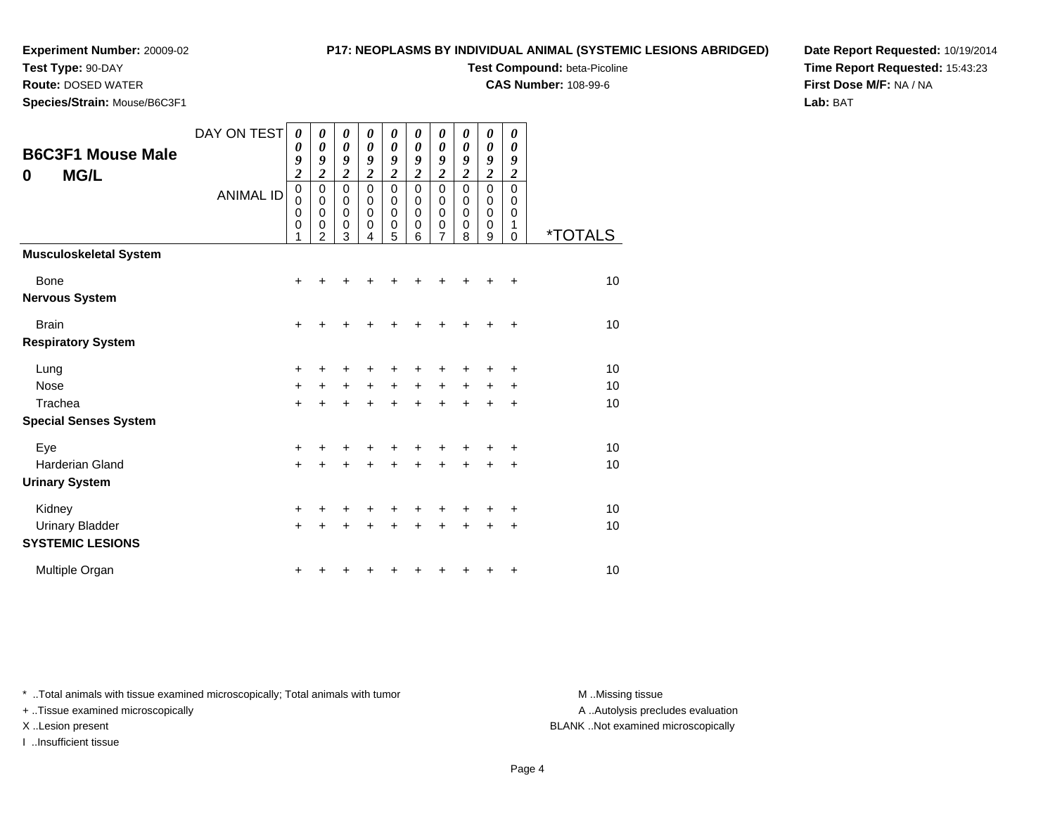**Experiment Number:** 20009-02
**Test Type:** 90-DAY
**Route:** DOSED WATER
**Species/Strain:** Mouse/B6C3F1

**P17: NEOPLASMS BY INDIVIDUAL ANIMAL (SYSTEMIC LESIONS ABRIDGED)**
**Test Compound:** beta-Picoline
**CAS Number:** 108-99-6

**Date Report Requested:** 10/19/2014
**Time Report Requested:** 15:43:23
**First Dose M/F:** NA / NA
**Lab:** BAT

## B6C3F1 Mouse Male
## 0 MG/L

| DAY ON TEST | 0092 | 0092 | 0092 | 0092 | 0092 | 0092 | 0092 | 0092 | 0092 | 0092 | |
|---|---|---|---|---|---|---|---|---|---|---|---|
| ANIMAL ID | 00001 | 00002 | 00003 | 00004 | 00005 | 00006 | 00007 | 00008 | 00009 | 00010 | *TOTALS |
| **Musculoskeletal System** | | | | | | | | | | | |
| Bone | + | + | + | + | + | + | + | + | + | + | 10 |
| **Nervous System** | | | | | | | | | | | |
| Brain | + | + | + | + | + | + | + | + | + | + | 10 |
| **Respiratory System** | | | | | | | | | | | |
| Lung | + | + | + | + | + | + | + | + | + | + | 10 |
| Nose | + | + | + | + | + | + | + | + | + | + | 10 |
| Trachea | + | + | + | + | + | + | + | + | + | + | 10 |
| **Special Senses System** | | | | | | | | | | | |
| Eye | + | + | + | + | + | + | + | + | + | + | 10 |
| Harderian Gland | + | + | + | + | + | + | + | + | + | + | 10 |
| **Urinary System** | | | | | | | | | | | |
| Kidney | + | + | + | + | + | + | + | + | + | + | 10 |
| Urinary Bladder | + | + | + | + | + | + | + | + | + | + | 10 |
| **SYSTEMIC LESIONS** | | | | | | | | | | | |
| Multiple Organ | + | + | + | + | + | + | + | + | + | + | 10 |

* ..Total animals with tissue examined microscopically; Total animals with tumor
+ ..Tissue examined microscopically
X ..Lesion present
I ..Insufficient tissue

M ..Missing tissue
A ..Autolysis precludes evaluation
BLANK ..Not examined microscopically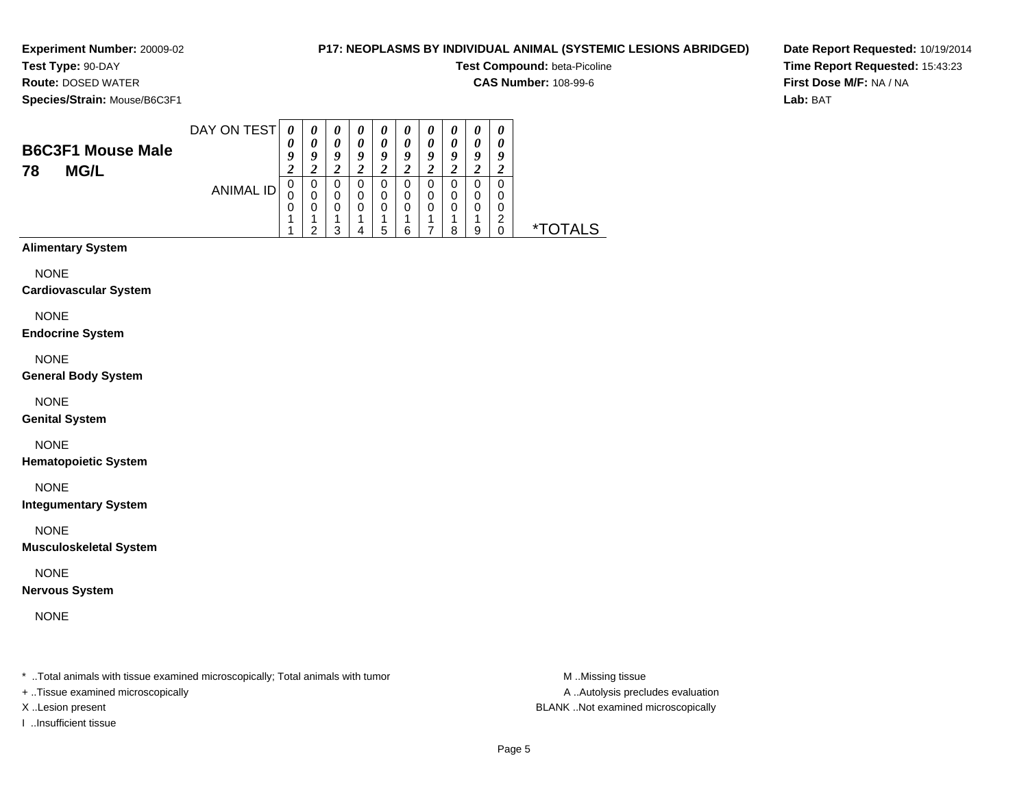**Experiment Number:** 20009-02
**Test Type:** 90-DAY
**Route:** DOSED WATER
**Species/Strain:** Mouse/B6C3F1

**P17: NEOPLASMS BY INDIVIDUAL ANIMAL (SYSTEMIC LESIONS ABRIDGED)**
**Test Compound:** beta-Picoline
**CAS Number:** 108-99-6

**Date Report Requested:** 10/19/2014
**Time Report Requested:** 15:43:23
**First Dose M/F:** NA / NA
**Lab:** BAT

## B6C3F1 Mouse Male 78 MG/L

| DAY ON TEST | 0092 | 0092 | 0092 | 0092 | 0092 | 0092 | 0092 | 0092 | 0092 | 0092 | |
|---|---|---|---|---|---|---|---|---|---|---|---|
| ANIMAL ID | 00011 | 00012 | 00013 | 00014 | 00015 | 00016 | 00017 | 00018 | 00019 | 00020 | *TOTALS |

**Alimentary System**

NONE

**Cardiovascular System**

NONE

**Endocrine System**

NONE

**General Body System**

NONE

**Genital System**

NONE

**Hematopoietic System**

NONE

**Integumentary System**

NONE

**Musculoskeletal System**

NONE

**Nervous System**

NONE

\* ..Total animals with tissue examined microscopically; Total animals with tumor
+ ..Tissue examined microscopically
X ..Lesion present
I ..Insufficient tissue

M ..Missing tissue
A ..Autolysis precludes evaluation
BLANK ..Not examined microscopically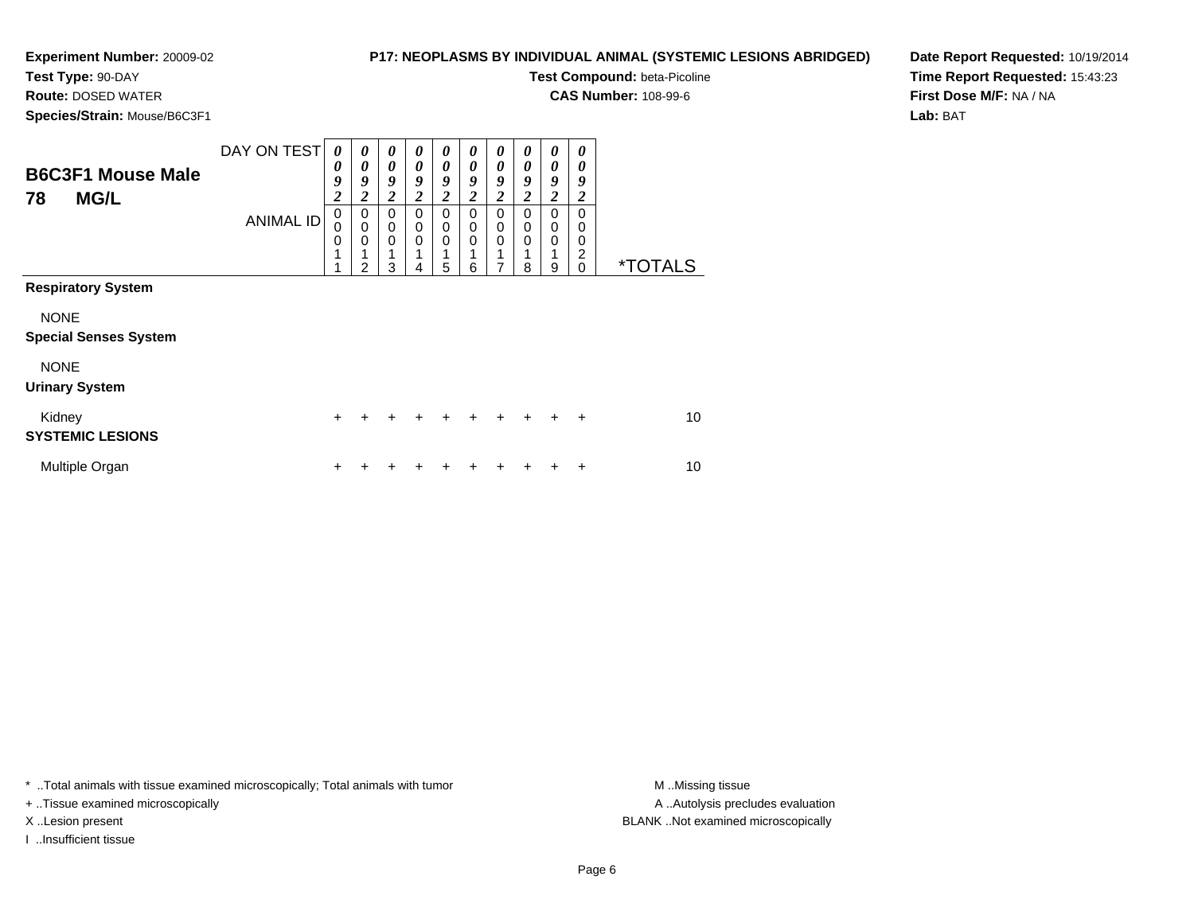**Experiment Number:** 20009-02
**Test Type:** 90-DAY
**Route:** DOSED WATER
**Species/Strain:** Mouse/B6C3F1

**P17: NEOPLASMS BY INDIVIDUAL ANIMAL (SYSTEMIC LESIONS ABRIDGED)**
**Test Compound:** beta-Picoline
**CAS Number:** 108-99-6

**Date Report Requested:** 10/19/2014
**Time Report Requested:** 15:43:23
**First Dose M/F:** NA / NA
**Lab:** BAT

## B6C3F1 Mouse Male
## 78 MG/L

| DAY ON TEST | 0092 | 0092 | 0092 | 0092 | 0092 | 0092 | 0092 | 0092 | 0092 | 0092 | |
|---|---|---|---|---|---|---|---|---|---|---|---|
| ANIMAL ID | 00011 | 00012 | 00013 | 00014 | 00015 | 00016 | 00017 | 00018 | 00019 | 00020 | *TOTALS |
| **Respiratory System** | | | | | | | | | | | |
| NONE | | | | | | | | | | | |
| **Special Senses System** | | | | | | | | | | | |
| NONE | | | | | | | | | | | |
| **Urinary System** | | | | | | | | | | | |
| Kidney | + | + | + | + | + | + | + | + | + | + | 10 |
| **SYSTEMIC LESIONS** | | | | | | | | | | | |
| Multiple Organ | + | + | + | + | + | + | + | + | + | + | 10 |

* ..Total animals with tissue examined microscopically; Total animals with tumor
+ ..Tissue examined microscopically
X ..Lesion present
I ..Insufficient tissue

M ..Missing tissue
A ..Autolysis precludes evaluation
BLANK ..Not examined microscopically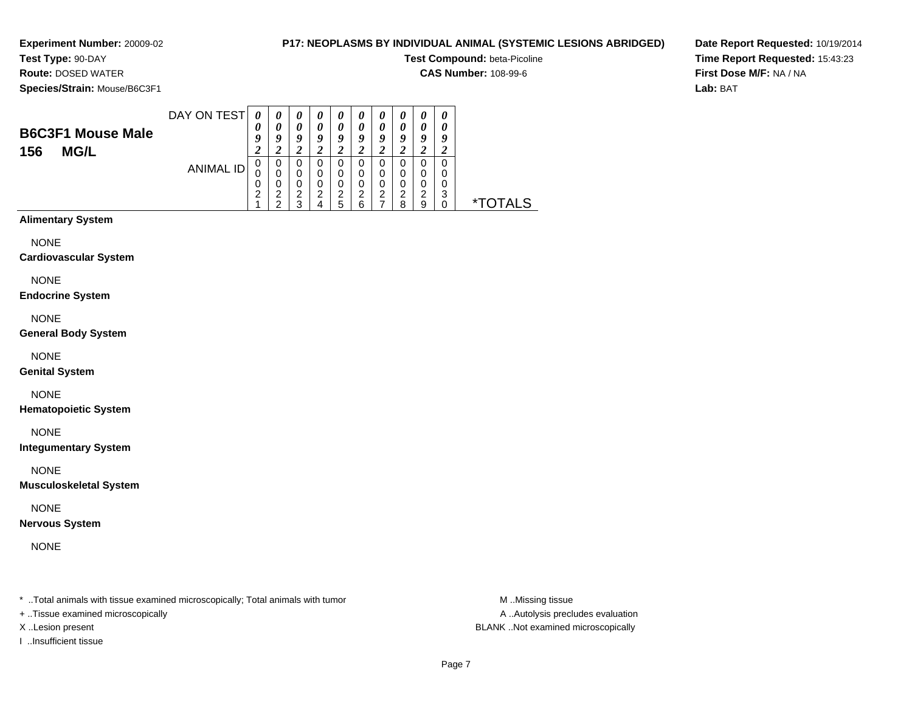**Experiment Number:** 20009-02
**Test Type:** 90-DAY
**Route:** DOSED WATER
**Species/Strain:** Mouse/B6C3F1

**P17: NEOPLASMS BY INDIVIDUAL ANIMAL (SYSTEMIC LESIONS ABRIDGED)**
**Test Compound:** beta-Picoline
**CAS Number:** 108-99-6

**Date Report Requested:** 10/19/2014
**Time Report Requested:** 15:43:23
**First Dose M/F:** NA / NA
**Lab:** BAT

## B6C3F1 Mouse Male 156 MG/L

| DAY ON TEST | 0092 | 0092 | 0092 | 0092 | 0092 | 0092 | 0092 | 0092 | 0092 | 0092 | |
|---|---|---|---|---|---|---|---|---|---|---|---|
| ANIMAL ID | 00021 | 00022 | 00023 | 00024 | 00025 | 00026 | 00027 | 00028 | 00029 | 00030 | *TOTALS |

**Alimentary System**

NONE

**Cardiovascular System**

NONE

**Endocrine System**

NONE

**General Body System**

NONE

**Genital System**

NONE

**Hematopoietic System**

NONE

**Integumentary System**

NONE

**Musculoskeletal System**

NONE

**Nervous System**

NONE

\* ..Total animals with tissue examined microscopically; Total animals with tumor
+ ..Tissue examined microscopically
X ..Lesion present
I ..Insufficient tissue

M ..Missing tissue
A ..Autolysis precludes evaluation
BLANK ..Not examined microscopically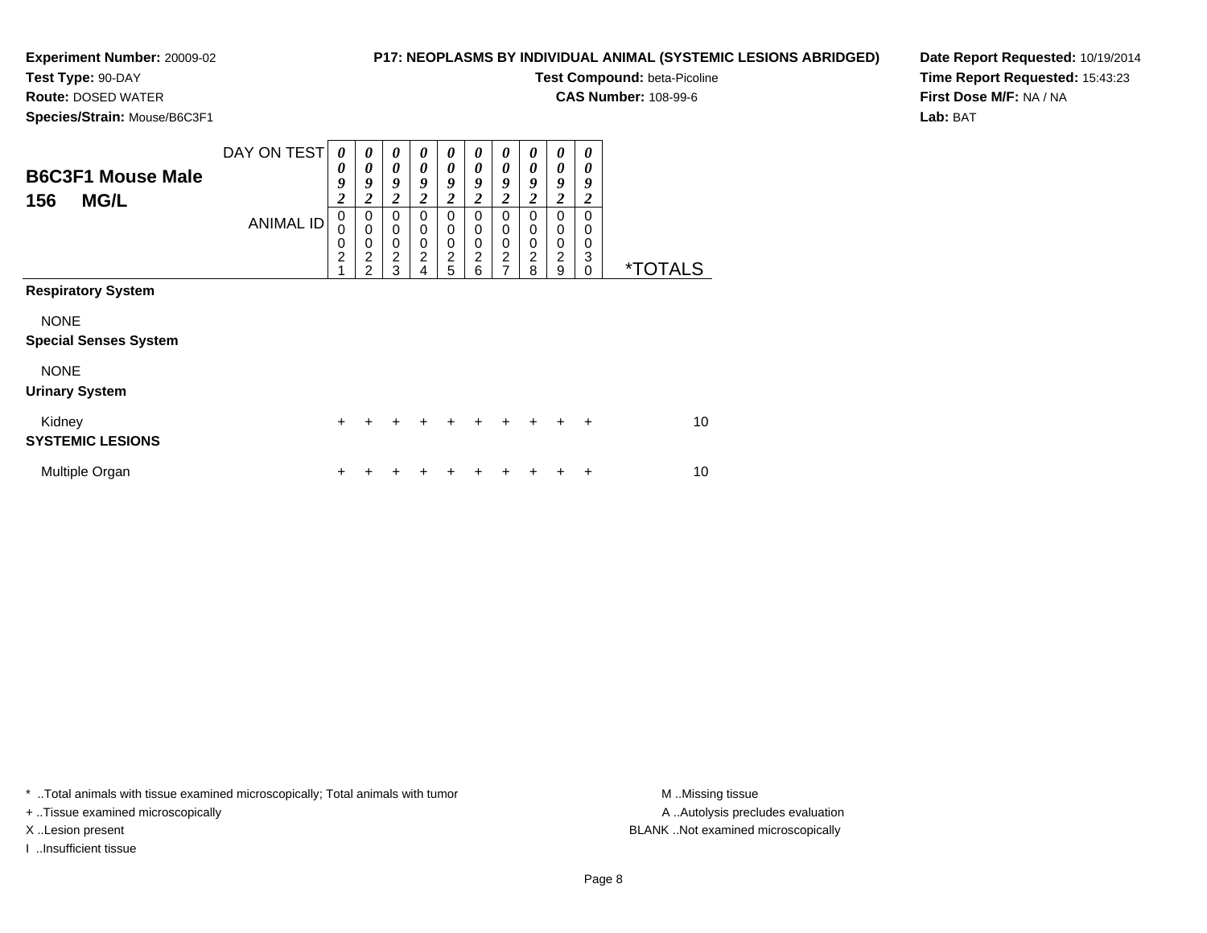**Experiment Number:** 20009-02
**Test Type:** 90-DAY
**Route:** DOSED WATER
**Species/Strain:** Mouse/B6C3F1

**P17: NEOPLASMS BY INDIVIDUAL ANIMAL (SYSTEMIC LESIONS ABRIDGED)**
**Test Compound:** beta-Picoline
**CAS Number:** 108-99-6

**Date Report Requested:** 10/19/2014
**Time Report Requested:** 15:43:23
**First Dose M/F:** NA / NA
**Lab:** BAT

## B6C3F1 Mouse Male 156 MG/L

| DAY ON TEST | 0092 | 0092 | 0092 | 0092 | 0092 | 0092 | 0092 | 0092 | 0092 | 0092 | |
|---|---|---|---|---|---|---|---|---|---|---|---|
| ANIMAL ID | 00021 | 00022 | 00023 | 00024 | 00025 | 00026 | 00027 | 00028 | 00029 | 00030 | *TOTALS |
| **Respiratory System** | | | | | | | | | | | |
| NONE | | | | | | | | | | | |
| **Special Senses System** | | | | | | | | | | | |
| NONE | | | | | | | | | | | |
| **Urinary System** | | | | | | | | | | | |
| Kidney | + | + | + | + | + | + | + | + | + | + | 10 |
| **SYSTEMIC LESIONS** | | | | | | | | | | | |
| Multiple Organ | + | + | + | + | + | + | + | + | + | + | 10 |

* ..Total animals with tissue examined microscopically; Total animals with tumor
+ ..Tissue examined microscopically
X ..Lesion present
I ..Insufficient tissue

M ..Missing tissue
A ..Autolysis precludes evaluation
BLANK ..Not examined microscopically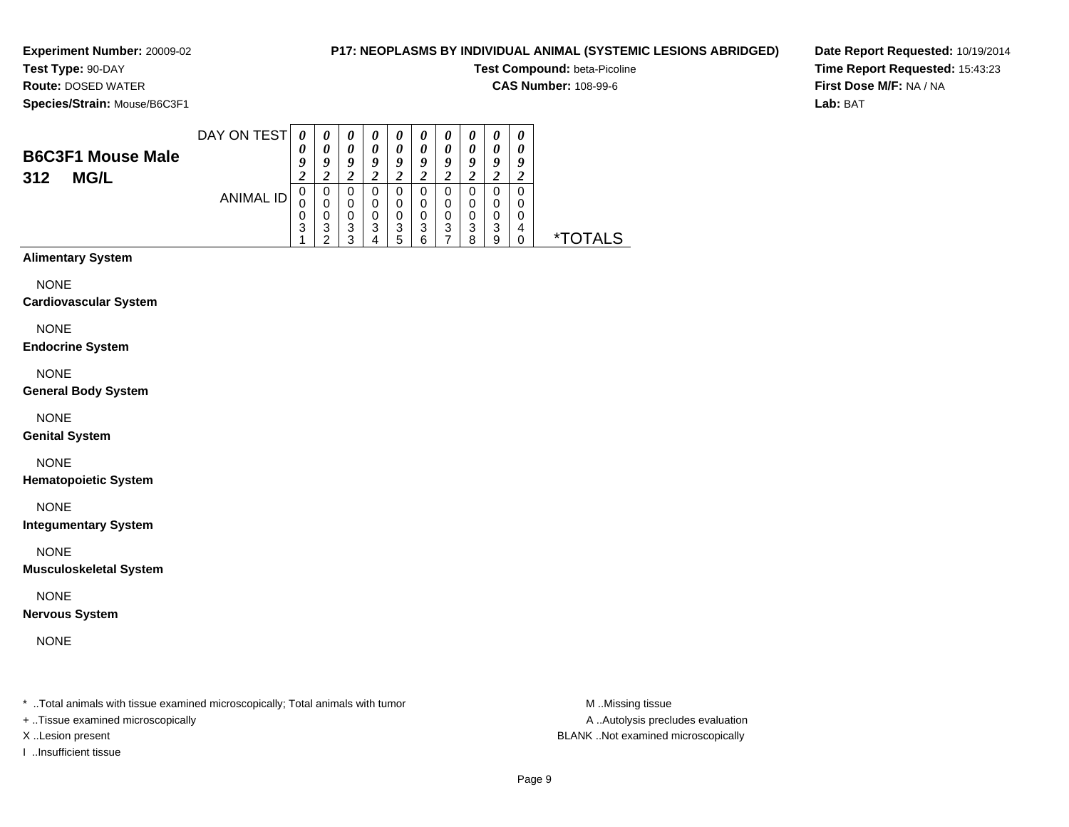**Experiment Number:** 20009-02
**Test Type:** 90-DAY
**Route:** DOSED WATER
**Species/Strain:** Mouse/B6C3F1

**P17: NEOPLASMS BY INDIVIDUAL ANIMAL (SYSTEMIC LESIONS ABRIDGED)**
**Test Compound:** beta-Picoline
**CAS Number:** 108-99-6

**Date Report Requested:** 10/19/2014
**Time Report Requested:** 15:43:23
**First Dose M/F:** NA / NA
**Lab:** BAT

## B6C3F1 Mouse Male 312 MG/L

| DAY ON TEST | 0092 | 0092 | 0092 | 0092 | 0092 | 0092 | 0092 | 0092 | 0092 | 0092 | |
|---|---|---|---|---|---|---|---|---|---|---|---|
| ANIMAL ID | 00031 | 00032 | 00033 | 00034 | 00035 | 00036 | 00037 | 00038 | 00039 | 00040 | *TOTALS |
| **Alimentary System** | | | | | | | | | | | |
| NONE | | | | | | | | | | | |
| **Cardiovascular System** | | | | | | | | | | | |
| NONE | | | | | | | | | | | |
| **Endocrine System** | | | | | | | | | | | |
| NONE | | | | | | | | | | | |
| **General Body System** | | | | | | | | | | | |
| NONE | | | | | | | | | | | |
| **Genital System** | | | | | | | | | | | |
| NONE | | | | | | | | | | | |
| **Hematopoietic System** | | | | | | | | | | | |
| NONE | | | | | | | | | | | |
| **Integumentary System** | | | | | | | | | | | |
| NONE | | | | | | | | | | | |
| **Musculoskeletal System** | | | | | | | | | | | |
| NONE | | | | | | | | | | | |
| **Nervous System** | | | | | | | | | | | |
| NONE | | | | | | | | | | | |

* ..Total animals with tissue examined microscopically; Total animals with tumor
+ ..Tissue examined microscopically
X ..Lesion present
I ..Insufficient tissue

M ..Missing tissue
A ..Autolysis precludes evaluation
BLANK ..Not examined microscopically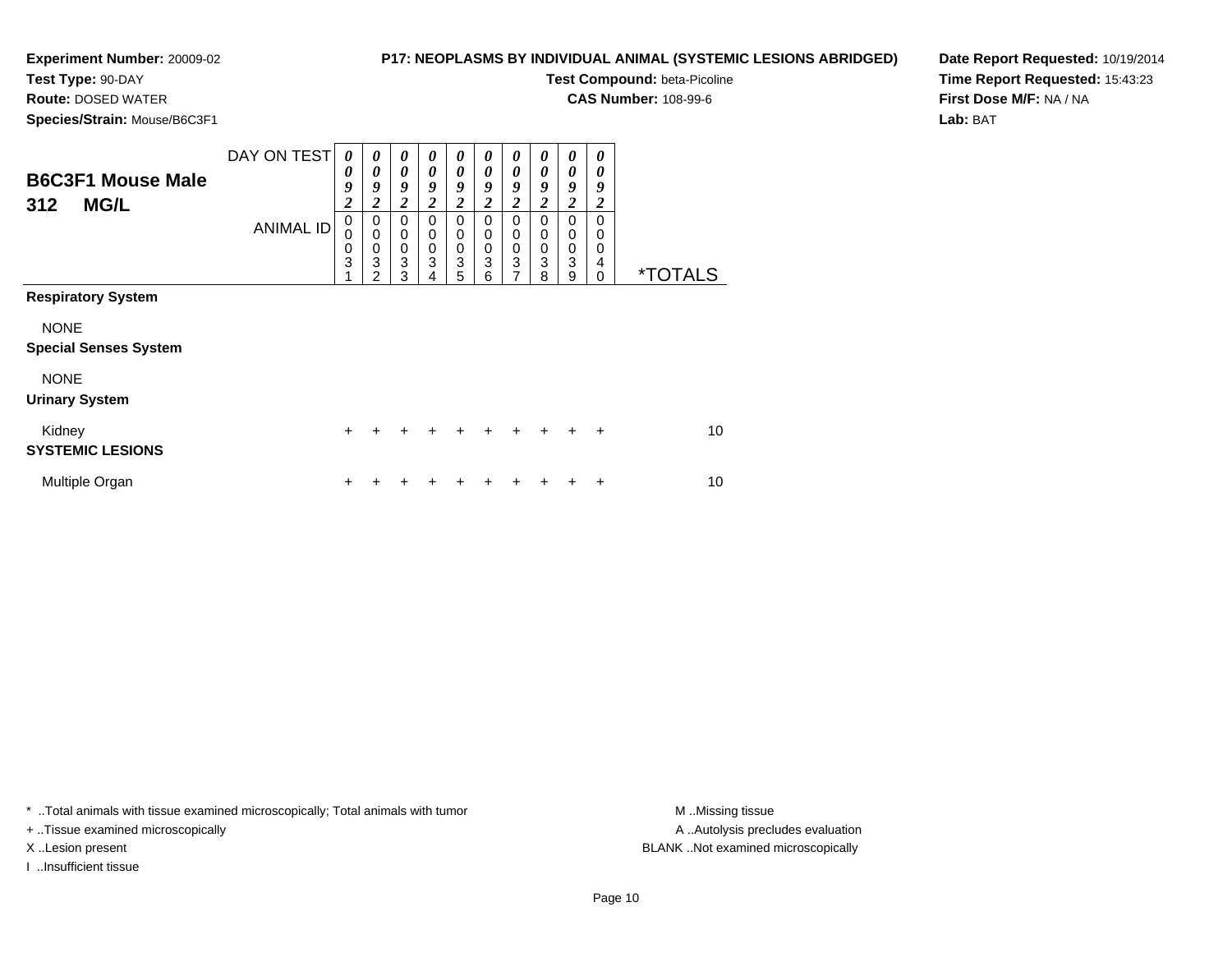**Experiment Number:** 20009-02
**Test Type:** 90-DAY
**Route:** DOSED WATER
**Species/Strain:** Mouse/B6C3F1

**P17: NEOPLASMS BY INDIVIDUAL ANIMAL (SYSTEMIC LESIONS ABRIDGED)**
**Test Compound:** beta-Picoline
**CAS Number:** 108-99-6

**Date Report Requested:** 10/19/2014
**Time Report Requested:** 15:43:23
**First Dose M/F:** NA / NA
**Lab:** BAT

## B6C3F1 Mouse Male 312 MG/L

| DAY ON TEST | 0092 | 0092 | 0092 | 0092 | 0092 | 0092 | 0092 | 0092 | 0092 | 0092 | |
|---|---|---|---|---|---|---|---|---|---|---|---|
| **ANIMAL ID** | 00031 | 00032 | 00033 | 00034 | 00035 | 00036 | 00037 | 00038 | 00039 | 00040 | ***TOTALS** |
| **Respiratory System** | | | | | | | | | | | |
| NONE | | | | | | | | | | | |
| **Special Senses System** | | | | | | | | | | | |
| NONE | | | | | | | | | | | |
| **Urinary System** | | | | | | | | | | | |
| Kidney | + | + | + | + | + | + | + | + | + | + | 10 |
| **SYSTEMIC LESIONS** | | | | | | | | | | | |
| Multiple Organ | + | + | + | + | + | + | + | + | + | + | 10 |

* ..Total animals with tissue examined microscopically; Total animals with tumor
+ ..Tissue examined microscopically
X ..Lesion present
I ..Insufficient tissue

M ..Missing tissue
A ..Autolysis precludes evaluation
BLANK ..Not examined microscopically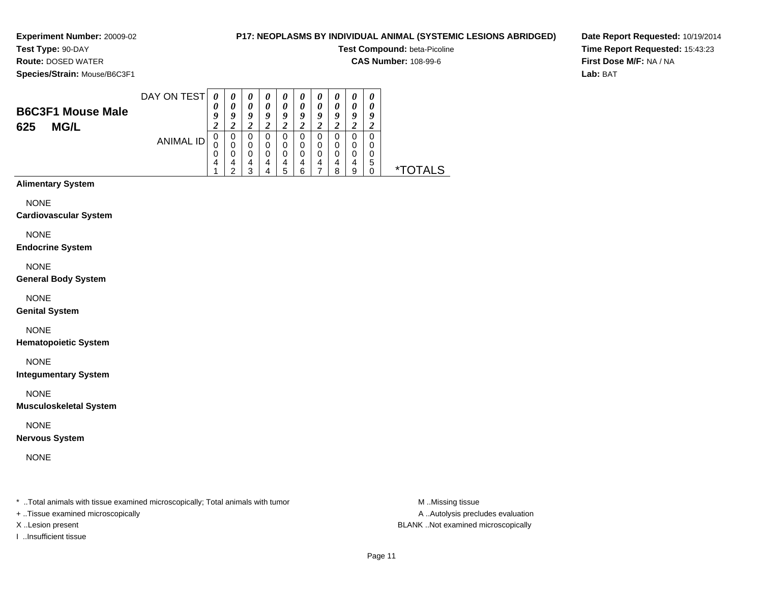**Experiment Number:** 20009-02
**Test Type:** 90-DAY
**Route:** DOSED WATER
**Species/Strain:** Mouse/B6C3F1

**P17: NEOPLASMS BY INDIVIDUAL ANIMAL (SYSTEMIC LESIONS ABRIDGED)**
**Test Compound:** beta-Picoline
**CAS Number:** 108-99-6

**Date Report Requested:** 10/19/2014
**Time Report Requested:** 15:43:23
**First Dose M/F:** NA / NA
**Lab:** BAT

## B6C3F1 Mouse Male 625 MG/L

| DAY ON TEST | 0092 | 0092 | 0092 | 0092 | 0092 | 0092 | 0092 | 0092 | 0092 | 0092 | |
|---|---|---|---|---|---|---|---|---|---|---|---|
| ANIMAL ID | 00041 | 00042 | 00043 | 00044 | 00045 | 00046 | 00047 | 00048 | 00049 | 00050 | *TOTALS |
| **Alimentary System** | | | | | | | | | | | |
| NONE | | | | | | | | | | | |
| **Cardiovascular System** | | | | | | | | | | | |
| NONE | | | | | | | | | | | |
| **Endocrine System** | | | | | | | | | | | |
| NONE | | | | | | | | | | | |
| **General Body System** | | | | | | | | | | | |
| NONE | | | | | | | | | | | |
| **Genital System** | | | | | | | | | | | |
| NONE | | | | | | | | | | | |
| **Hematopoietic System** | | | | | | | | | | | |
| NONE | | | | | | | | | | | |
| **Integumentary System** | | | | | | | | | | | |
| NONE | | | | | | | | | | | |
| **Musculoskeletal System** | | | | | | | | | | | |
| NONE | | | | | | | | | | | |
| **Nervous System** | | | | | | | | | | | |
| NONE | | | | | | | | | | | |

* ..Total animals with tissue examined microscopically; Total animals with tumor
+ ..Tissue examined microscopically
X ..Lesion present
I ..Insufficient tissue

M ..Missing tissue
A ..Autolysis precludes evaluation
BLANK ..Not examined microscopically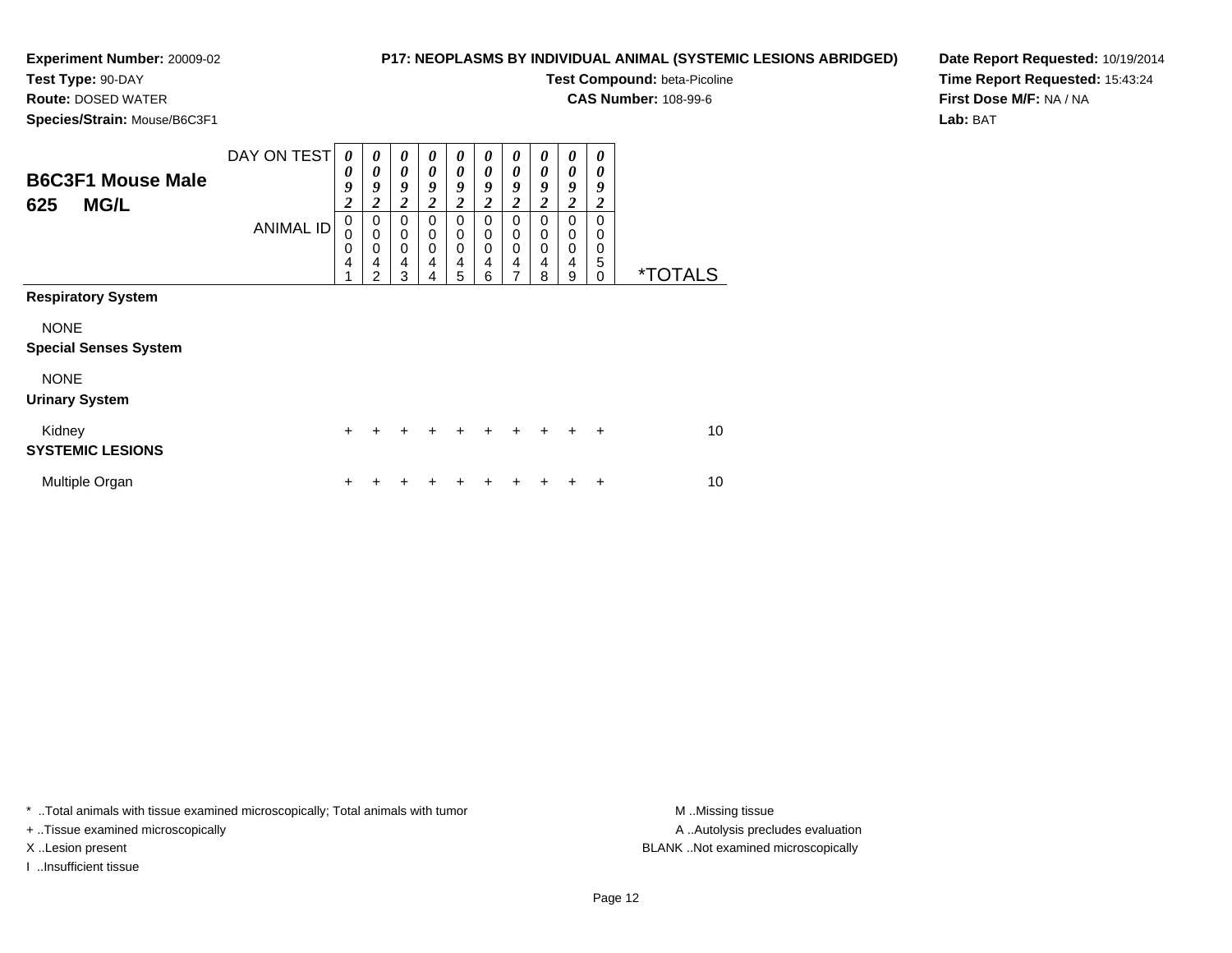**Experiment Number:** 20009-02
**Test Type:** 90-DAY
**Route:** DOSED WATER
**Species/Strain:** Mouse/B6C3F1

**P17: NEOPLASMS BY INDIVIDUAL ANIMAL (SYSTEMIC LESIONS ABRIDGED)**
**Test Compound:** beta-Picoline
**CAS Number:** 108-99-6

**Date Report Requested:** 10/19/2014
**Time Report Requested:** 15:43:24
**First Dose M/F:** NA / NA
**Lab:** BAT

## B6C3F1 Mouse Male 625 MG/L

| DAY ON TEST | 0092 | 0092 | 0092 | 0092 | 0092 | 0092 | 0092 | 0092 | 0092 | 0092 | |
|---|---|---|---|---|---|---|---|---|---|---|---|
| ANIMAL ID | 00041 | 00042 | 00043 | 00044 | 00045 | 00046 | 00047 | 00048 | 00049 | 00050 | *TOTALS |
| **Respiratory System** | | | | | | | | | | | |
| NONE | | | | | | | | | | | |
| **Special Senses System** | | | | | | | | | | | |
| NONE | | | | | | | | | | | |
| **Urinary System** | | | | | | | | | | | |
| Kidney | + | + | + | + | + | + | + | + | + | + | 10 |
| **SYSTEMIC LESIONS** | | | | | | | | | | | |
| Multiple Organ | + | + | + | + | + | + | + | + | + | + | 10 |

* ..Total animals with tissue examined microscopically; Total animals with tumor
+ ..Tissue examined microscopically
X ..Lesion present
I ..Insufficient tissue

M ..Missing tissue
A ..Autolysis precludes evaluation
BLANK ..Not examined microscopically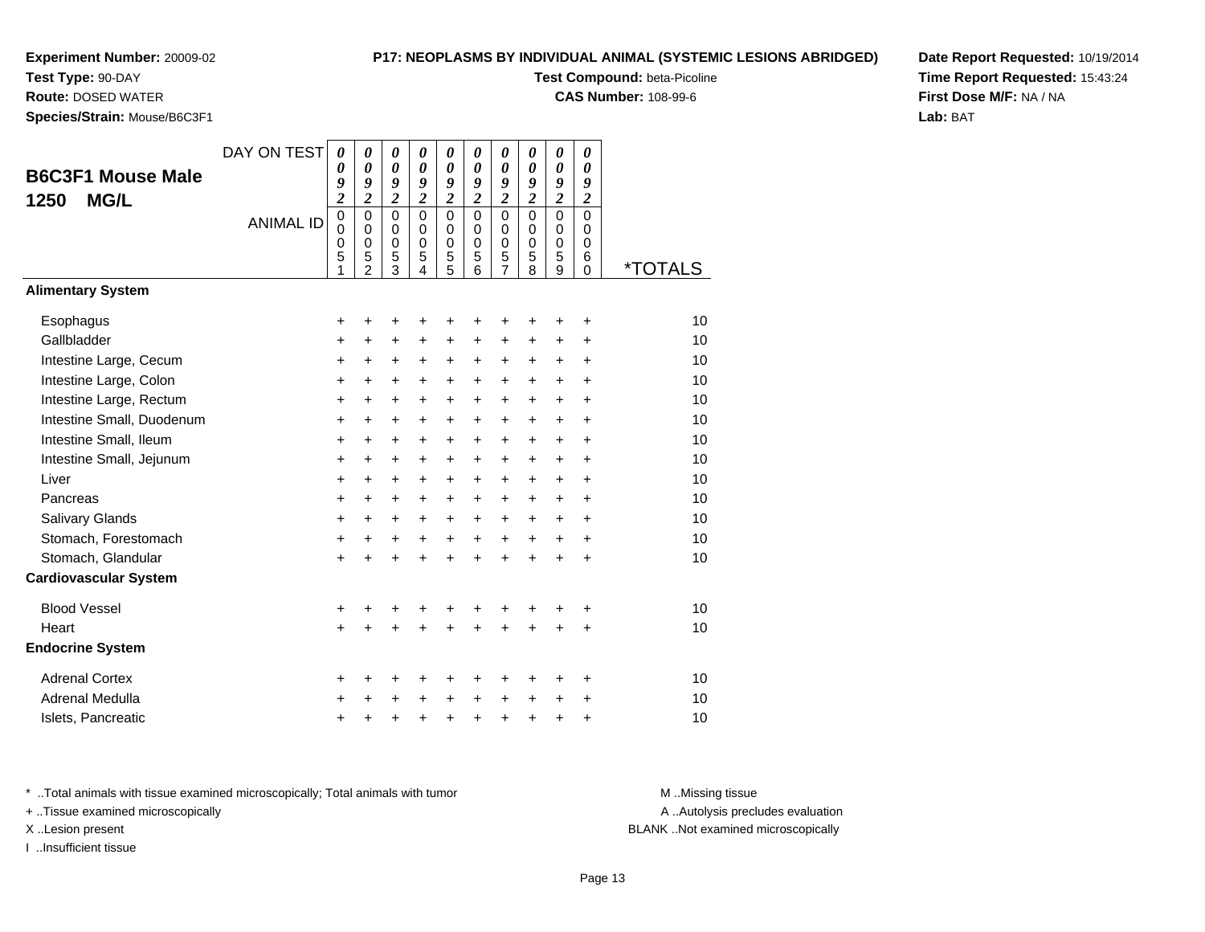**Experiment Number:** 20009-02
**Test Type:** 90-DAY
**Route:** DOSED WATER
**Species/Strain:** Mouse/B6C3F1

**P17: NEOPLASMS BY INDIVIDUAL ANIMAL (SYSTEMIC LESIONS ABRIDGED)**
**Test Compound:** beta-Picoline
**CAS Number:** 108-99-6

**Date Report Requested:** 10/19/2014
**Time Report Requested:** 15:43:24
**First Dose M/F:** NA / NA
**Lab:** BAT

## B6C3F1 Mouse Male 1250 MG/L

| DAY ON TEST | 0092 | 0092 | 0092 | 0092 | 0092 | 0092 | 0092 | 0092 | 0092 | 0092 | |
|---|---|---|---|---|---|---|---|---|---|---|---|
| ANIMAL ID | 00051 | 00052 | 00053 | 00054 | 00055 | 00056 | 00057 | 00058 | 00059 | 00060 | *TOTALS |
| **Alimentary System** | | | | | | | | | | | |
| Esophagus | + | + | + | + | + | + | + | + | + | + | 10 |
| Gallbladder | + | + | + | + | + | + | + | + | + | + | 10 |
| Intestine Large, Cecum | + | + | + | + | + | + | + | + | + | + | 10 |
| Intestine Large, Colon | + | + | + | + | + | + | + | + | + | + | 10 |
| Intestine Large, Rectum | + | + | + | + | + | + | + | + | + | + | 10 |
| Intestine Small, Duodenum | + | + | + | + | + | + | + | + | + | + | 10 |
| Intestine Small, Ileum | + | + | + | + | + | + | + | + | + | + | 10 |
| Intestine Small, Jejunum | + | + | + | + | + | + | + | + | + | + | 10 |
| Liver | + | + | + | + | + | + | + | + | + | + | 10 |
| Pancreas | + | + | + | + | + | + | + | + | + | + | 10 |
| Salivary Glands | + | + | + | + | + | + | + | + | + | + | 10 |
| Stomach, Forestomach | + | + | + | + | + | + | + | + | + | + | 10 |
| Stomach, Glandular | + | + | + | + | + | + | + | + | + | + | 10 |
| **Cardiovascular System** | | | | | | | | | | | |
| Blood Vessel | + | + | + | + | + | + | + | + | + | + | 10 |
| Heart | + | + | + | + | + | + | + | + | + | + | 10 |
| **Endocrine System** | | | | | | | | | | | |
| Adrenal Cortex | + | + | + | + | + | + | + | + | + | + | 10 |
| Adrenal Medulla | + | + | + | + | + | + | + | + | + | + | 10 |
| Islets, Pancreatic | + | + | + | + | + | + | + | + | + | + | 10 |

* ..Total animals with tissue examined microscopically; Total animals with tumor
+ ..Tissue examined microscopically
X ..Lesion present
I ..Insufficient tissue

M ..Missing tissue
A ..Autolysis precludes evaluation
BLANK ..Not examined microscopically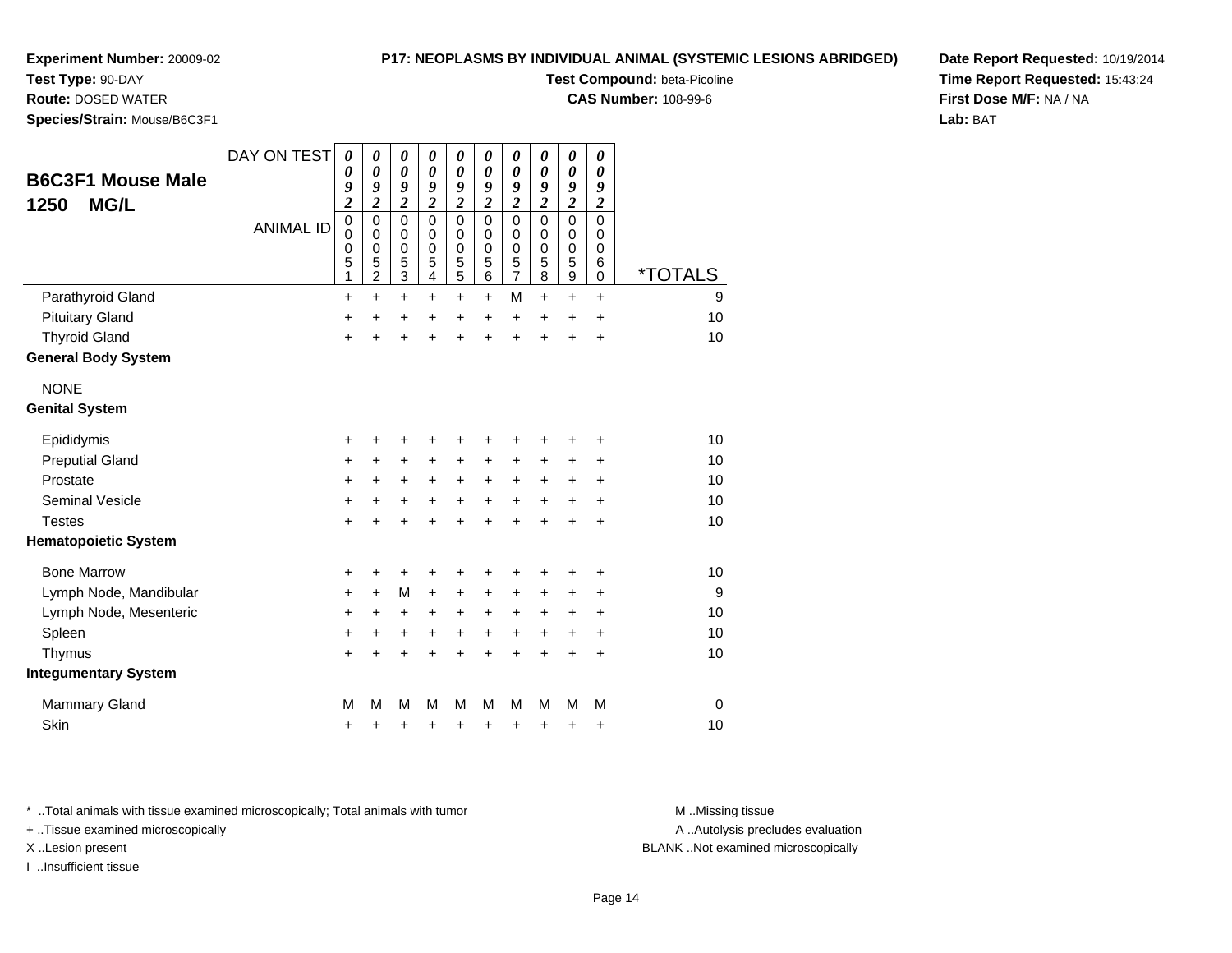**Experiment Number:** 20009-02
**Test Type:** 90-DAY
**Route:** DOSED WATER
**Species/Strain:** Mouse/B6C3F1

**P17: NEOPLASMS BY INDIVIDUAL ANIMAL (SYSTEMIC LESIONS ABRIDGED)**
**Test Compound:** beta-Picoline
**CAS Number:** 108-99-6

**Date Report Requested:** 10/19/2014
**Time Report Requested:** 15:43:24
**First Dose M/F:** NA / NA
**Lab:** BAT

## B6C3F1 Mouse Male 1250 MG/L

| DAY ON TEST | 0092 | 0092 | 0092 | 0092 | 0092 | 0092 | 0092 | 0092 | 0092 | 0092 | |
|---|---|---|---|---|---|---|---|---|---|---|---|
| ANIMAL ID | 00051 | 00052 | 00053 | 00054 | 00055 | 00056 | 00057 | 00058 | 00059 | 00060 | *TOTALS |
| Parathyroid Gland | + | + | + | + | + | + | M | + | + | + | 9 |
| Pituitary Gland | + | + | + | + | + | + | + | + | + | + | 10 |
| Thyroid Gland | + | + | + | + | + | + | + | + | + | + | 10 |
| **General Body System** | | | | | | | | | | | |
| NONE | | | | | | | | | | | |
| **Genital System** | | | | | | | | | | | |
| Epididymis | + | + | + | + | + | + | + | + | + | + | 10 |
| Preputial Gland | + | + | + | + | + | + | + | + | + | + | 10 |
| Prostate | + | + | + | + | + | + | + | + | + | + | 10 |
| Seminal Vesicle | + | + | + | + | + | + | + | + | + | + | 10 |
| Testes | + | + | + | + | + | + | + | + | + | + | 10 |
| **Hematopoietic System** | | | | | | | | | | | |
| Bone Marrow | + | + | + | + | + | + | + | + | + | + | 10 |
| Lymph Node, Mandibular | + | + | M | + | + | + | + | + | + | + | 9 |
| Lymph Node, Mesenteric | + | + | + | + | + | + | + | + | + | + | 10 |
| Spleen | + | + | + | + | + | + | + | + | + | + | 10 |
| Thymus | + | + | + | + | + | + | + | + | + | + | 10 |
| **Integumentary System** | | | | | | | | | | | |
| Mammary Gland | M | M | M | M | M | M | M | M | M | M | 0 |
| Skin | + | + | + | + | + | + | + | + | + | + | 10 |

* ..Total animals with tissue examined microscopically; Total animals with tumor
+ ..Tissue examined microscopically
X ..Lesion present
I ..Insufficient tissue

M ..Missing tissue
A ..Autolysis precludes evaluation
BLANK ..Not examined microscopically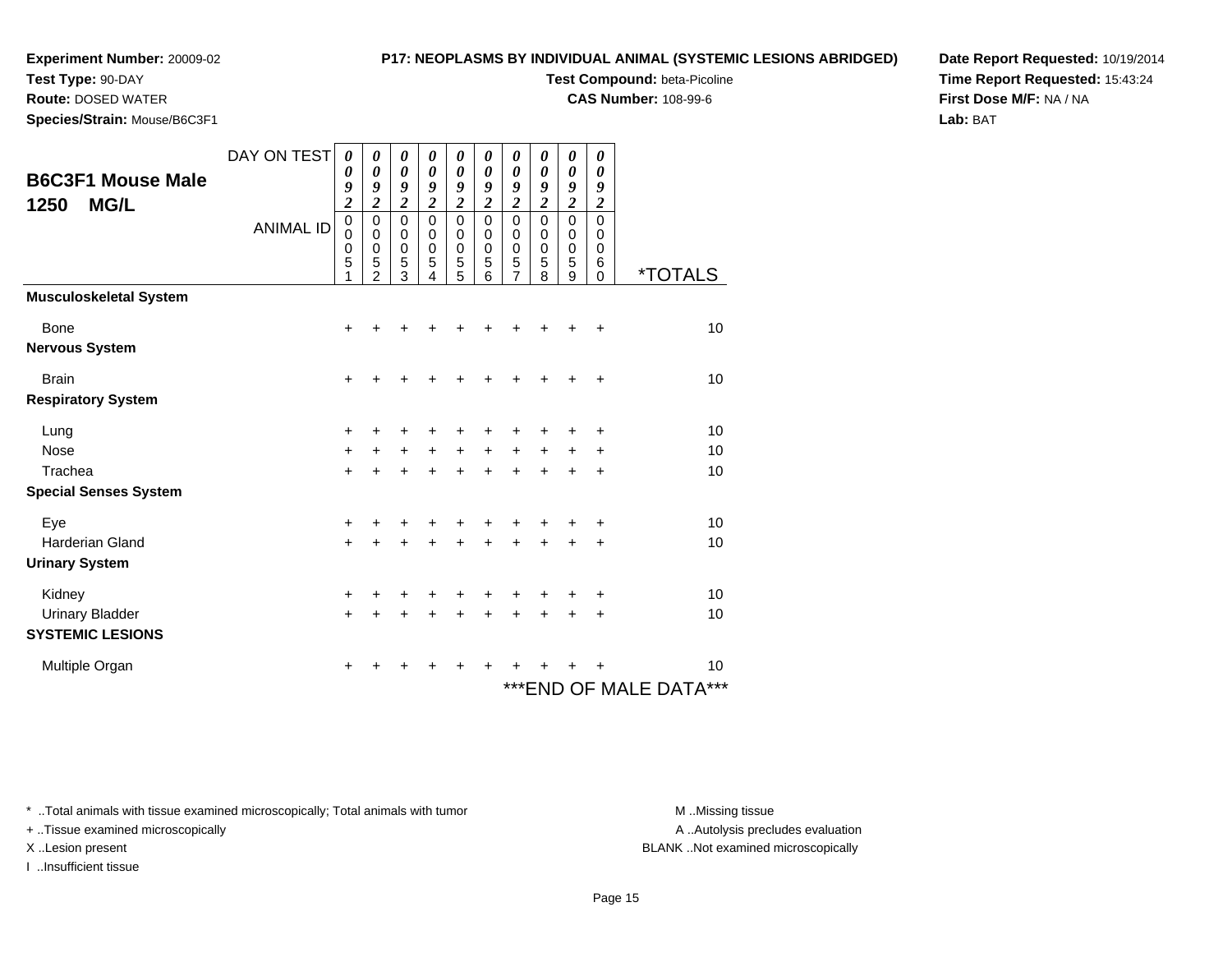**Experiment Number:** 20009-02
**Test Type:** 90-DAY
**Route:** DOSED WATER
**Species/Strain:** Mouse/B6C3F1

**P17: NEOPLASMS BY INDIVIDUAL ANIMAL (SYSTEMIC LESIONS ABRIDGED)**
**Test Compound:** beta-Picoline
**CAS Number:** 108-99-6

**Date Report Requested:** 10/19/2014
**Time Report Requested:** 15:43:24
**First Dose M/F:** NA / NA
**Lab:** BAT

## B6C3F1 Mouse Male 1250 MG/L

| DAY ON TEST | 0092 | 0092 | 0092 | 0092 | 0092 | 0092 | 0092 | 0092 | 0092 | 0092 | |
|---|---|---|---|---|---|---|---|---|---|---|---|
| ANIMAL ID | 00051 | 00052 | 00053 | 00054 | 00055 | 00056 | 00057 | 00058 | 00059 | 00060 | *TOTALS |
| **Musculoskeletal System** | | | | | | | | | | | |
| Bone | + | + | + | + | + | + | + | + | + | + | 10 |
| **Nervous System** | | | | | | | | | | | |
| Brain | + | + | + | + | + | + | + | + | + | + | 10 |
| **Respiratory System** | | | | | | | | | | | |
| Lung | + | + | + | + | + | + | + | + | + | + | 10 |
| Nose | + | + | + | + | + | + | + | + | + | + | 10 |
| Trachea | + | + | + | + | + | + | + | + | + | + | 10 |
| **Special Senses System** | | | | | | | | | | | |
| Eye | + | + | + | + | + | + | + | + | + | + | 10 |
| Harderian Gland | + | + | + | + | + | + | + | + | + | + | 10 |
| **Urinary System** | | | | | | | | | | | |
| Kidney | + | + | + | + | + | + | + | + | + | + | 10 |
| Urinary Bladder | + | + | + | + | + | + | + | + | + | + | 10 |
| **SYSTEMIC LESIONS** | | | | | | | | | | | |
| Multiple Organ | + | + | + | + | + | + | + | + | + | + | 10 |

***END OF MALE DATA***

* ..Total animals with tissue examined microscopically; Total animals with tumor
+ ..Tissue examined microscopically
X ..Lesion present
I ..Insufficient tissue

M ..Missing tissue
A ..Autolysis precludes evaluation
BLANK ..Not examined microscopically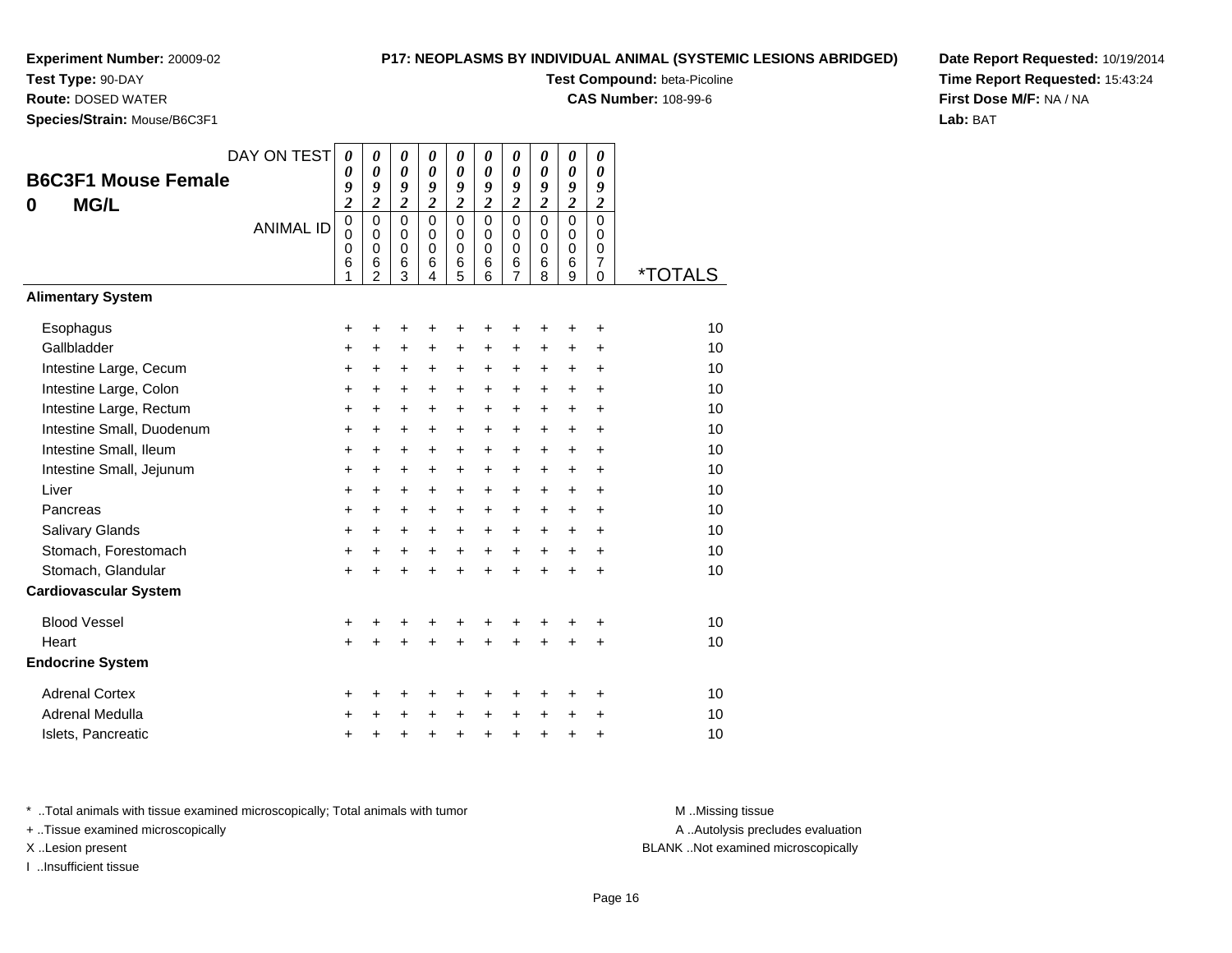**Experiment Number:** 20009-02
**Test Type:** 90-DAY
**Route:** DOSED WATER
**Species/Strain:** Mouse/B6C3F1

**P17: NEOPLASMS BY INDIVIDUAL ANIMAL (SYSTEMIC LESIONS ABRIDGED)**
**Test Compound:** beta-Picoline
**CAS Number:** 108-99-6

**Date Report Requested:** 10/19/2014
**Time Report Requested:** 15:43:24
**First Dose M/F:** NA / NA
**Lab:** BAT

## B6C3F1 Mouse Female
## 0 MG/L

| DAY ON TEST | 0092 | 0092 | 0092 | 0092 | 0092 | 0092 | 0092 | 0092 | 0092 | 0092 | |
|---|---|---|---|---|---|---|---|---|---|---|---|
| ANIMAL ID | 00061 | 00062 | 00063 | 00064 | 00065 | 00066 | 00067 | 00068 | 00069 | 00070 | *TOTALS |
| **Alimentary System** | | | | | | | | | | | |
| Esophagus | + | + | + | + | + | + | + | + | + | + | 10 |
| Gallbladder | + | + | + | + | + | + | + | + | + | + | 10 |
| Intestine Large, Cecum | + | + | + | + | + | + | + | + | + | + | 10 |
| Intestine Large, Colon | + | + | + | + | + | + | + | + | + | + | 10 |
| Intestine Large, Rectum | + | + | + | + | + | + | + | + | + | + | 10 |
| Intestine Small, Duodenum | + | + | + | + | + | + | + | + | + | + | 10 |
| Intestine Small, Ileum | + | + | + | + | + | + | + | + | + | + | 10 |
| Intestine Small, Jejunum | + | + | + | + | + | + | + | + | + | + | 10 |
| Liver | + | + | + | + | + | + | + | + | + | + | 10 |
| Pancreas | + | + | + | + | + | + | + | + | + | + | 10 |
| Salivary Glands | + | + | + | + | + | + | + | + | + | + | 10 |
| Stomach, Forestomach | + | + | + | + | + | + | + | + | + | + | 10 |
| Stomach, Glandular | + | + | + | + | + | + | + | + | + | + | 10 |
| **Cardiovascular System** | | | | | | | | | | | |
| Blood Vessel | + | + | + | + | + | + | + | + | + | + | 10 |
| Heart | + | + | + | + | + | + | + | + | + | + | 10 |
| **Endocrine System** | | | | | | | | | | | |
| Adrenal Cortex | + | + | + | + | + | + | + | + | + | + | 10 |
| Adrenal Medulla | + | + | + | + | + | + | + | + | + | + | 10 |
| Islets, Pancreatic | + | + | + | + | + | + | + | + | + | + | 10 |

* ..Total animals with tissue examined microscopically; Total animals with tumor
+ ..Tissue examined microscopically
X ..Lesion present
I ..Insufficient tissue

M ..Missing tissue
A ..Autolysis precludes evaluation
BLANK ..Not examined microscopically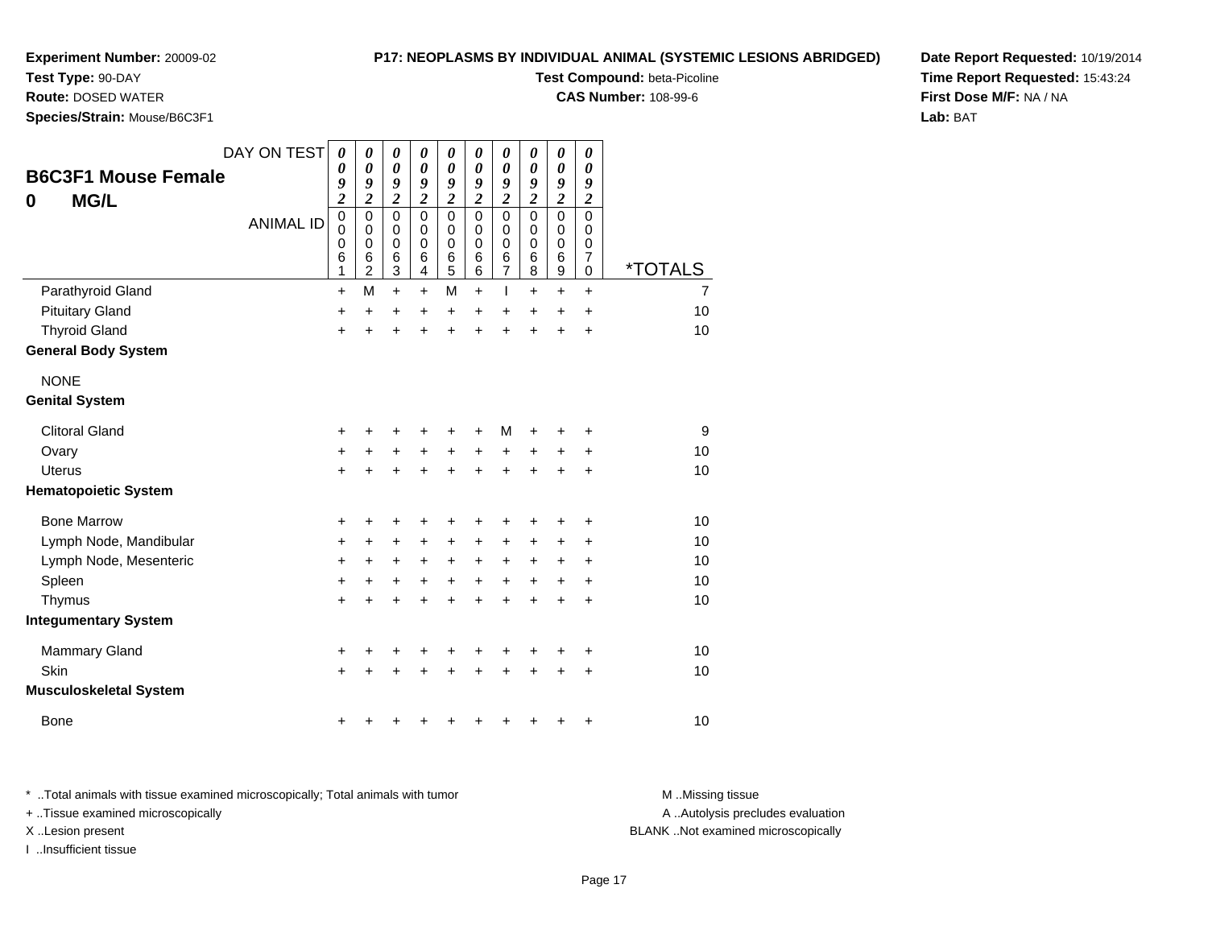**Experiment Number:** 20009-02
**Test Type:** 90-DAY
**Route:** DOSED WATER
**Species/Strain:** Mouse/B6C3F1

**P17: NEOPLASMS BY INDIVIDUAL ANIMAL (SYSTEMIC LESIONS ABRIDGED)**
**Test Compound:** beta-Picoline
**CAS Number:** 108-99-6

**Date Report Requested:** 10/19/2014
**Time Report Requested:** 15:43:24
**First Dose M/F:** NA / NA
**Lab:** BAT

## B6C3F1 Mouse Female
## 0 MG/L

| DAY ON TEST | 0092 | 0092 | 0092 | 0092 | 0092 | 0092 | 0092 | 0092 | 0092 | 0092 | |
|---|---|---|---|---|---|---|---|---|---|---|---|
| ANIMAL ID | 00061 | 00062 | 00063 | 00064 | 00065 | 00066 | 00067 | 00068 | 00069 | 00070 | *TOTALS |
| Parathyroid Gland | + | M | + | + | M | + | I | + | + | + | 7 |
| Pituitary Gland | + | + | + | + | + | + | + | + | + | + | 10 |
| Thyroid Gland | + | + | + | + | + | + | + | + | + | + | 10 |
| **General Body System** | | | | | | | | | | | |
| NONE | | | | | | | | | | | |
| **Genital System** | | | | | | | | | | | |
| Clitoral Gland | + | + | + | + | + | + | M | + | + | + | 9 |
| Ovary | + | + | + | + | + | + | + | + | + | + | 10 |
| Uterus | + | + | + | + | + | + | + | + | + | + | 10 |
| **Hematopoietic System** | | | | | | | | | | | |
| Bone Marrow | + | + | + | + | + | + | + | + | + | + | 10 |
| Lymph Node, Mandibular | + | + | + | + | + | + | + | + | + | + | 10 |
| Lymph Node, Mesenteric | + | + | + | + | + | + | + | + | + | + | 10 |
| Spleen | + | + | + | + | + | + | + | + | + | + | 10 |
| Thymus | + | + | + | + | + | + | + | + | + | + | 10 |
| **Integumentary System** | | | | | | | | | | | |
| Mammary Gland | + | + | + | + | + | + | + | + | + | + | 10 |
| Skin | + | + | + | + | + | + | + | + | + | + | 10 |
| **Musculoskeletal System** | | | | | | | | | | | |
| Bone | + | + | + | + | + | + | + | + | + | + | 10 |

* ..Total animals with tissue examined microscopically; Total animals with tumor
+ ..Tissue examined microscopically
X ..Lesion present
I ..Insufficient tissue

M ..Missing tissue
A ..Autolysis precludes evaluation
BLANK ..Not examined microscopically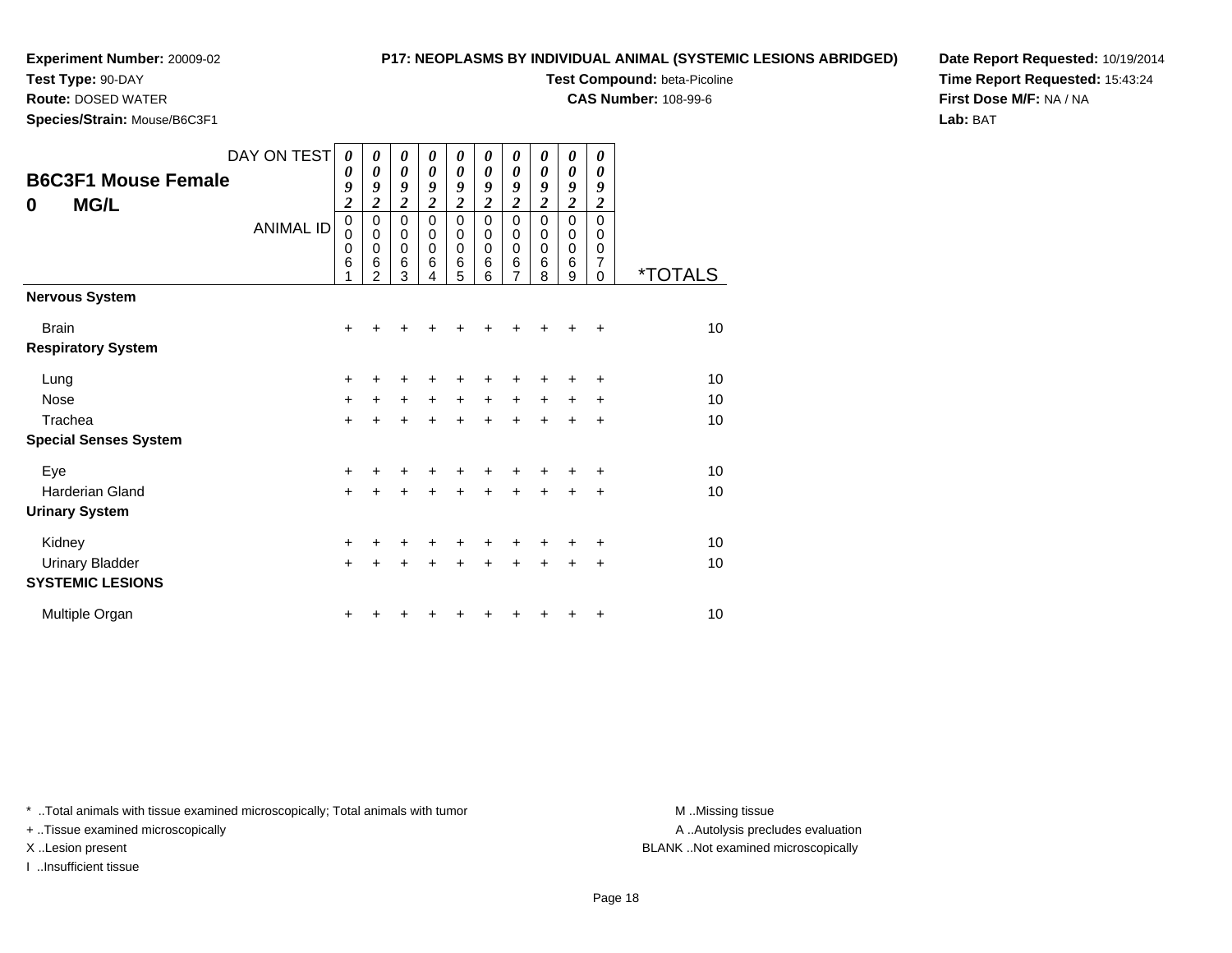**Experiment Number:** 20009-02
**Test Type:** 90-DAY
**Route:** DOSED WATER
**Species/Strain:** Mouse/B6C3F1

**P17: NEOPLASMS BY INDIVIDUAL ANIMAL (SYSTEMIC LESIONS ABRIDGED)**
**Test Compound:** beta-Picoline
**CAS Number:** 108-99-6

**Date Report Requested:** 10/19/2014
**Time Report Requested:** 15:43:24
**First Dose M/F:** NA / NA
**Lab:** BAT

## B6C3F1 Mouse Female
## 0 MG/L

| DAY ON TEST | 0092 | 0092 | 0092 | 0092 | 0092 | 0092 | 0092 | 0092 | 0092 | 0092 | |
|---|---|---|---|---|---|---|---|---|---|---|---|
| ANIMAL ID | 00061 | 00062 | 00063 | 00064 | 00065 | 00066 | 00067 | 00068 | 00069 | 00070 | *TOTALS |
| **Nervous System** | | | | | | | | | | | |
| Brain | + | + | + | + | + | + | + | + | + | + | 10 |
| **Respiratory System** | | | | | | | | | | | |
| Lung | + | + | + | + | + | + | + | + | + | + | 10 |
| Nose | + | + | + | + | + | + | + | + | + | + | 10 |
| Trachea | + | + | + | + | + | + | + | + | + | + | 10 |
| **Special Senses System** | | | | | | | | | | | |
| Eye | + | + | + | + | + | + | + | + | + | + | 10 |
| Harderian Gland | + | + | + | + | + | + | + | + | + | + | 10 |
| **Urinary System** | | | | | | | | | | | |
| Kidney | + | + | + | + | + | + | + | + | + | + | 10 |
| Urinary Bladder | + | + | + | + | + | + | + | + | + | + | 10 |
| **SYSTEMIC LESIONS** | | | | | | | | | | | |
| Multiple Organ | + | + | + | + | + | + | + | + | + | + | 10 |

* ..Total animals with tissue examined microscopically; Total animals with tumor
+ ..Tissue examined microscopically
X ..Lesion present
I ..Insufficient tissue

M ..Missing tissue
A ..Autolysis precludes evaluation
BLANK ..Not examined microscopically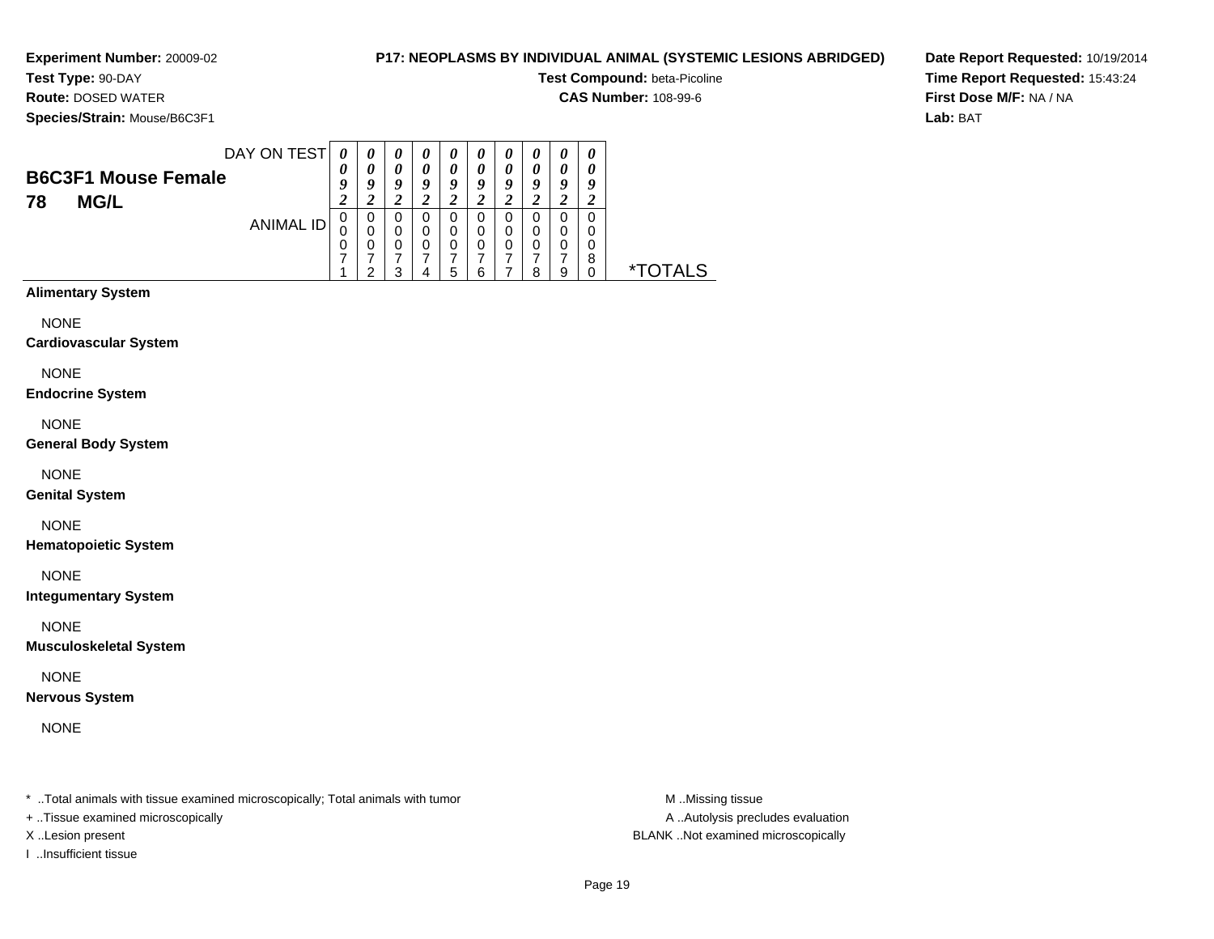**Experiment Number:** 20009-02
**Test Type:** 90-DAY
**Route:** DOSED WATER
**Species/Strain:** Mouse/B6C3F1

**P17: NEOPLASMS BY INDIVIDUAL ANIMAL (SYSTEMIC LESIONS ABRIDGED)**
**Test Compound:** beta-Picoline
**CAS Number:** 108-99-6

**Date Report Requested:** 10/19/2014
**Time Report Requested:** 15:43:24
**First Dose M/F:** NA / NA
**Lab:** BAT

## B6C3F1 Mouse Female
## 78 MG/L

| DAY ON TEST | 0092 | 0092 | 0092 | 0092 | 0092 | 0092 | 0092 | 0092 | 0092 | 0092 | |
|---|---|---|---|---|---|---|---|---|---|---|---|
| ANIMAL ID | 00071 | 00072 | 00073 | 00074 | 00075 | 00076 | 00077 | 00078 | 00079 | 00080 | *TOTALS |
| **Alimentary System** | | | | | | | | | | | |
| NONE | | | | | | | | | | | |
| **Cardiovascular System** | | | | | | | | | | | |
| NONE | | | | | | | | | | | |
| **Endocrine System** | | | | | | | | | | | |
| NONE | | | | | | | | | | | |
| **General Body System** | | | | | | | | | | | |
| NONE | | | | | | | | | | | |
| **Genital System** | | | | | | | | | | | |
| NONE | | | | | | | | | | | |
| **Hematopoietic System** | | | | | | | | | | | |
| NONE | | | | | | | | | | | |
| **Integumentary System** | | | | | | | | | | | |
| NONE | | | | | | | | | | | |
| **Musculoskeletal System** | | | | | | | | | | | |
| NONE | | | | | | | | | | | |
| **Nervous System** | | | | | | | | | | | |
| NONE | | | | | | | | | | | |

* ..Total animals with tissue examined microscopically; Total animals with tumor
+ ..Tissue examined microscopically
X ..Lesion present
I ..Insufficient tissue

M ..Missing tissue
A ..Autolysis precludes evaluation
BLANK ..Not examined microscopically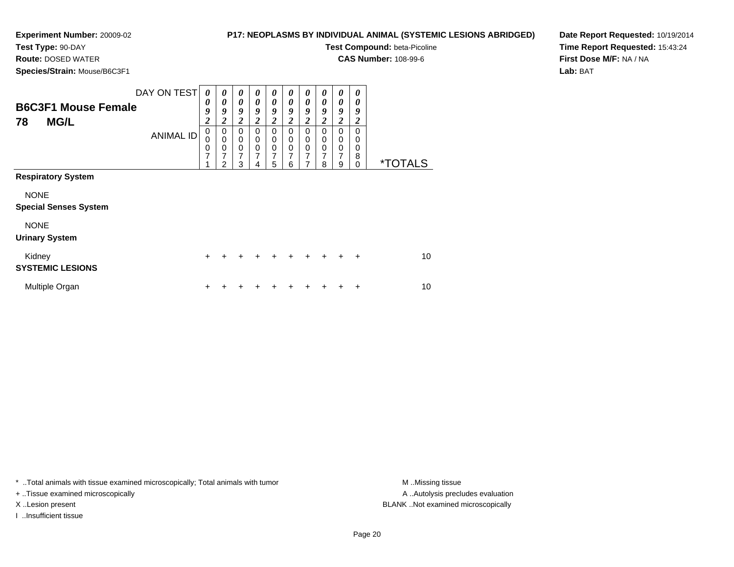**Experiment Number:** 20009-02
**Test Type:** 90-DAY
**Route:** DOSED WATER
**Species/Strain:** Mouse/B6C3F1

**P17: NEOPLASMS BY INDIVIDUAL ANIMAL (SYSTEMIC LESIONS ABRIDGED)**
**Test Compound:** beta-Picoline
**CAS Number:** 108-99-6

**Date Report Requested:** 10/19/2014
**Time Report Requested:** 15:43:24
**First Dose M/F:** NA / NA
**Lab:** BAT

**B6C3F1 Mouse Female**
**78 MG/L**

| DAY ON TEST | 0092 | 0092 | 0092 | 0092 | 0092 | 0092 | 0092 | 0092 | 0092 | 0092 | |
|---|---|---|---|---|---|---|---|---|---|---|---|
| ANIMAL ID | 00071 | 00072 | 00073 | 00074 | 00075 | 00076 | 00077 | 00078 | 00079 | 00080 | *TOTALS |
| **Respiratory System** | | | | | | | | | | | |
| NONE | | | | | | | | | | | |
| **Special Senses System** | | | | | | | | | | | |
| NONE | | | | | | | | | | | |
| **Urinary System** | | | | | | | | | | | |
| Kidney | + | + | + | + | + | + | + | + | + | + | 10 |
| **SYSTEMIC LESIONS** | | | | | | | | | | | |
| Multiple Organ | + | + | + | + | + | + | + | + | + | + | 10 |

\* ..Total animals with tissue examined microscopically; Total animals with tumor
\+ ..Tissue examined microscopically
X ..Lesion present
I ..Insufficient tissue

M ..Missing tissue
A ..Autolysis precludes evaluation
BLANK ..Not examined microscopically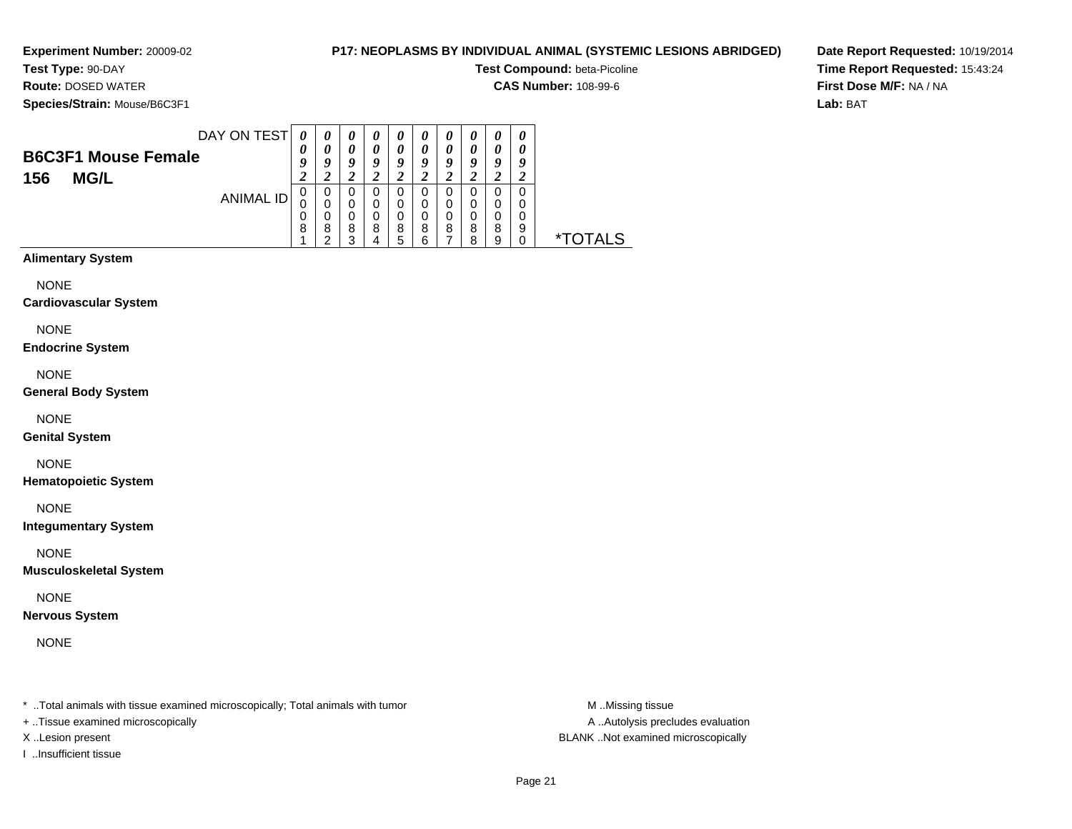**Experiment Number:** 20009-02
**Test Type:** 90-DAY
**Route:** DOSED WATER
**Species/Strain:** Mouse/B6C3F1

**P17: NEOPLASMS BY INDIVIDUAL ANIMAL (SYSTEMIC LESIONS ABRIDGED)**
**Test Compound:** beta-Picoline
**CAS Number:** 108-99-6

**Date Report Requested:** 10/19/2014
**Time Report Requested:** 15:43:24
**First Dose M/F:** NA / NA
**Lab:** BAT

## B6C3F1 Mouse Female
## 156 MG/L

| DAY ON TEST | 0092 | 0092 | 0092 | 0092 | 0092 | 0092 | 0092 | 0092 | 0092 | 0092 | |
|---|---|---|---|---|---|---|---|---|---|---|---|
| ANIMAL ID | 00081 | 00082 | 00083 | 00084 | 00085 | 00086 | 00087 | 00088 | 00089 | 00090 | *TOTALS |
| **Alimentary System** | | | | | | | | | | | |
| NONE | | | | | | | | | | | |
| **Cardiovascular System** | | | | | | | | | | | |
| NONE | | | | | | | | | | | |
| **Endocrine System** | | | | | | | | | | | |
| NONE | | | | | | | | | | | |
| **General Body System** | | | | | | | | | | | |
| NONE | | | | | | | | | | | |
| **Genital System** | | | | | | | | | | | |
| NONE | | | | | | | | | | | |
| **Hematopoietic System** | | | | | | | | | | | |
| NONE | | | | | | | | | | | |
| **Integumentary System** | | | | | | | | | | | |
| NONE | | | | | | | | | | | |
| **Musculoskeletal System** | | | | | | | | | | | |
| NONE | | | | | | | | | | | |
| **Nervous System** | | | | | | | | | | | |
| NONE | | | | | | | | | | | |

* ..Total animals with tissue examined microscopically; Total animals with tumor
+ ..Tissue examined microscopically
X ..Lesion present
I ..Insufficient tissue

M ..Missing tissue
A ..Autolysis precludes evaluation
BLANK ..Not examined microscopically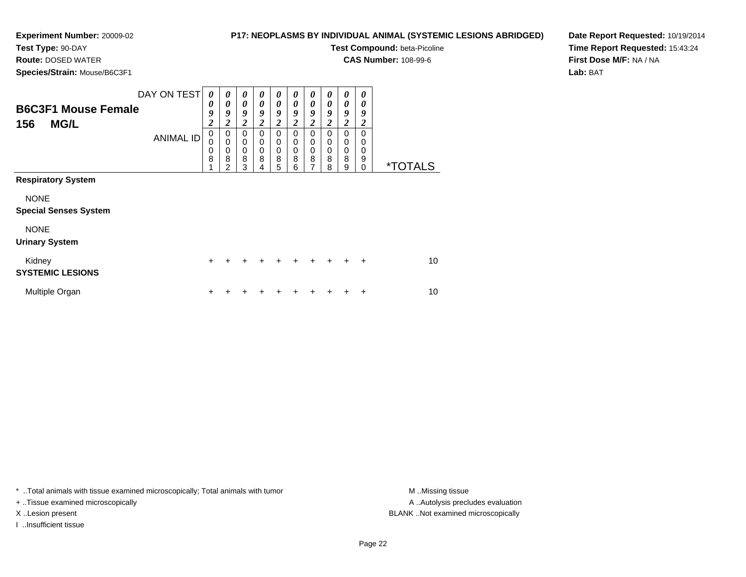**Experiment Number:** 20009-02
**Test Type:** 90-DAY
**Route:** DOSED WATER
**Species/Strain:** Mouse/B6C3F1

**P17: NEOPLASMS BY INDIVIDUAL ANIMAL (SYSTEMIC LESIONS ABRIDGED)**
**Test Compound:** beta-Picoline
**CAS Number:** 108-99-6

**Date Report Requested:** 10/19/2014
**Time Report Requested:** 15:43:24
**First Dose M/F:** NA / NA
**Lab:** BAT

## B6C3F1 Mouse Female 156 MG/L

| DAY ON TEST | 0092 | 0092 | 0092 | 0092 | 0092 | 0092 | 0092 | 0092 | 0092 | 0092 | |
|---|---|---|---|---|---|---|---|---|---|---|---|
| ANIMAL ID | 00081 | 00082 | 00083 | 00084 | 00085 | 00086 | 00087 | 00088 | 00089 | 00090 | *TOTALS |
| **Respiratory System** | | | | | | | | | | | |
| NONE | | | | | | | | | | | |
| **Special Senses System** | | | | | | | | | | | |
| NONE | | | | | | | | | | | |
| **Urinary System** | | | | | | | | | | | |
| Kidney | + | + | + | + | + | + | + | + | + | + | 10 |
| **SYSTEMIC LESIONS** | | | | | | | | | | | |
| Multiple Organ | + | + | + | + | + | + | + | + | + | + | 10 |

* ..Total animals with tissue examined microscopically; Total animals with tumor
+ ..Tissue examined microscopically
X ..Lesion present
I ..Insufficient tissue

M ..Missing tissue
A ..Autolysis precludes evaluation
BLANK ..Not examined microscopically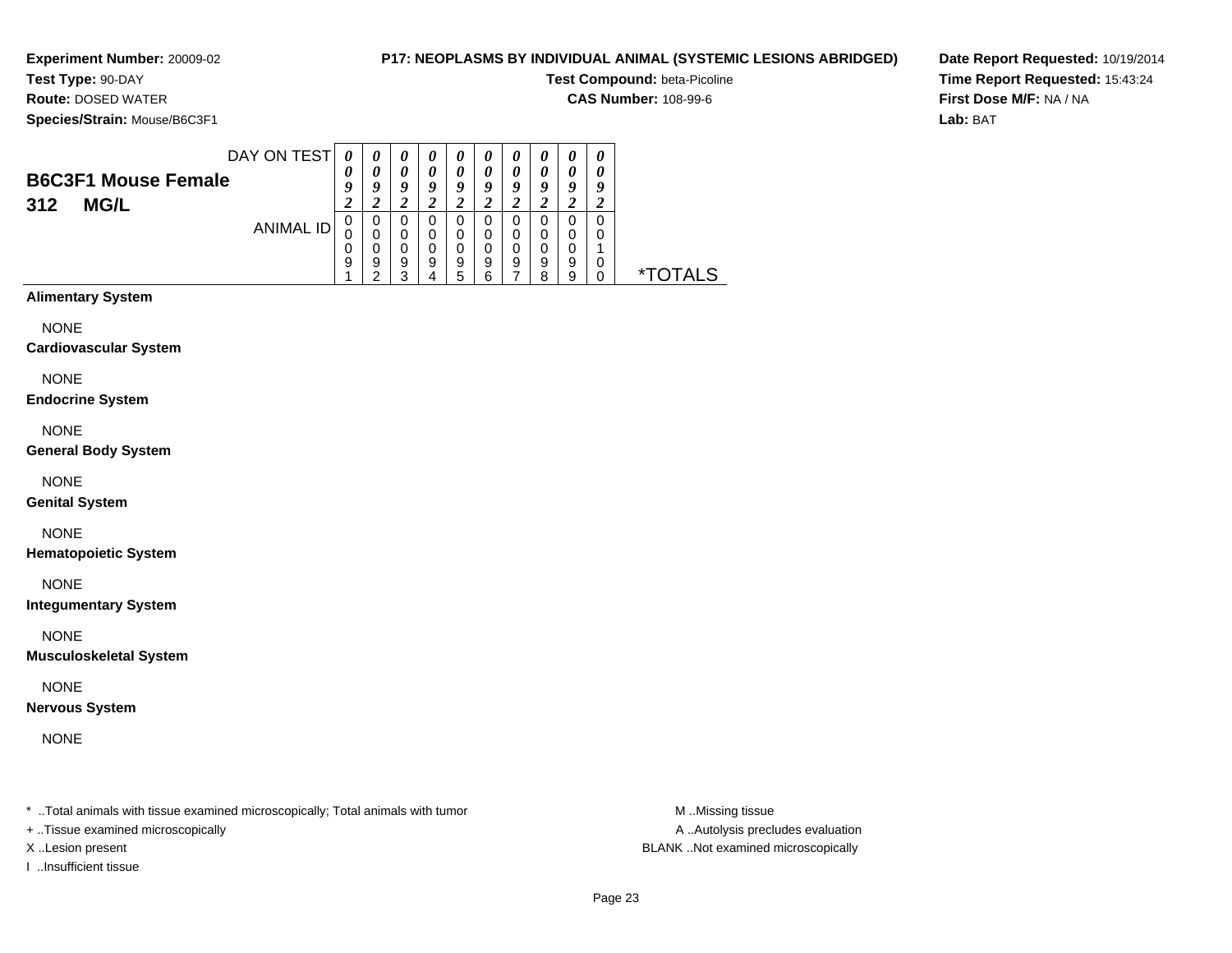**Experiment Number:** 20009-02
**Test Type:** 90-DAY
**Route:** DOSED WATER
**Species/Strain:** Mouse/B6C3F1

**P17: NEOPLASMS BY INDIVIDUAL ANIMAL (SYSTEMIC LESIONS ABRIDGED)**
**Test Compound:** beta-Picoline
**CAS Number:** 108-99-6

**Date Report Requested:** 10/19/2014
**Time Report Requested:** 15:43:24
**First Dose M/F:** NA / NA
**Lab:** BAT

## B6C3F1 Mouse Female 312 MG/L

| DAY ON TEST | 0092 | 0092 | 0092 | 0092 | 0092 | 0092 | 0092 | 0092 | 0092 | 0092 | |
|---|---|---|---|---|---|---|---|---|---|---|---|
| ANIMAL ID | 00091 | 00092 | 00093 | 00094 | 00095 | 00096 | 00097 | 00098 | 00099 | 00100 | *TOTALS |
| **Alimentary System** | | | | | | | | | | | |
| NONE | | | | | | | | | | | |
| **Cardiovascular System** | | | | | | | | | | | |
| NONE | | | | | | | | | | | |
| **Endocrine System** | | | | | | | | | | | |
| NONE | | | | | | | | | | | |
| **General Body System** | | | | | | | | | | | |
| NONE | | | | | | | | | | | |
| **Genital System** | | | | | | | | | | | |
| NONE | | | | | | | | | | | |
| **Hematopoietic System** | | | | | | | | | | | |
| NONE | | | | | | | | | | | |
| **Integumentary System** | | | | | | | | | | | |
| NONE | | | | | | | | | | | |
| **Musculoskeletal System** | | | | | | | | | | | |
| NONE | | | | | | | | | | | |
| **Nervous System** | | | | | | | | | | | |
| NONE | | | | | | | | | | | |

* ..Total animals with tissue examined microscopically; Total animals with tumor
+ ..Tissue examined microscopically
X ..Lesion present
I ..Insufficient tissue

M ..Missing tissue
A ..Autolysis precludes evaluation
BLANK ..Not examined microscopically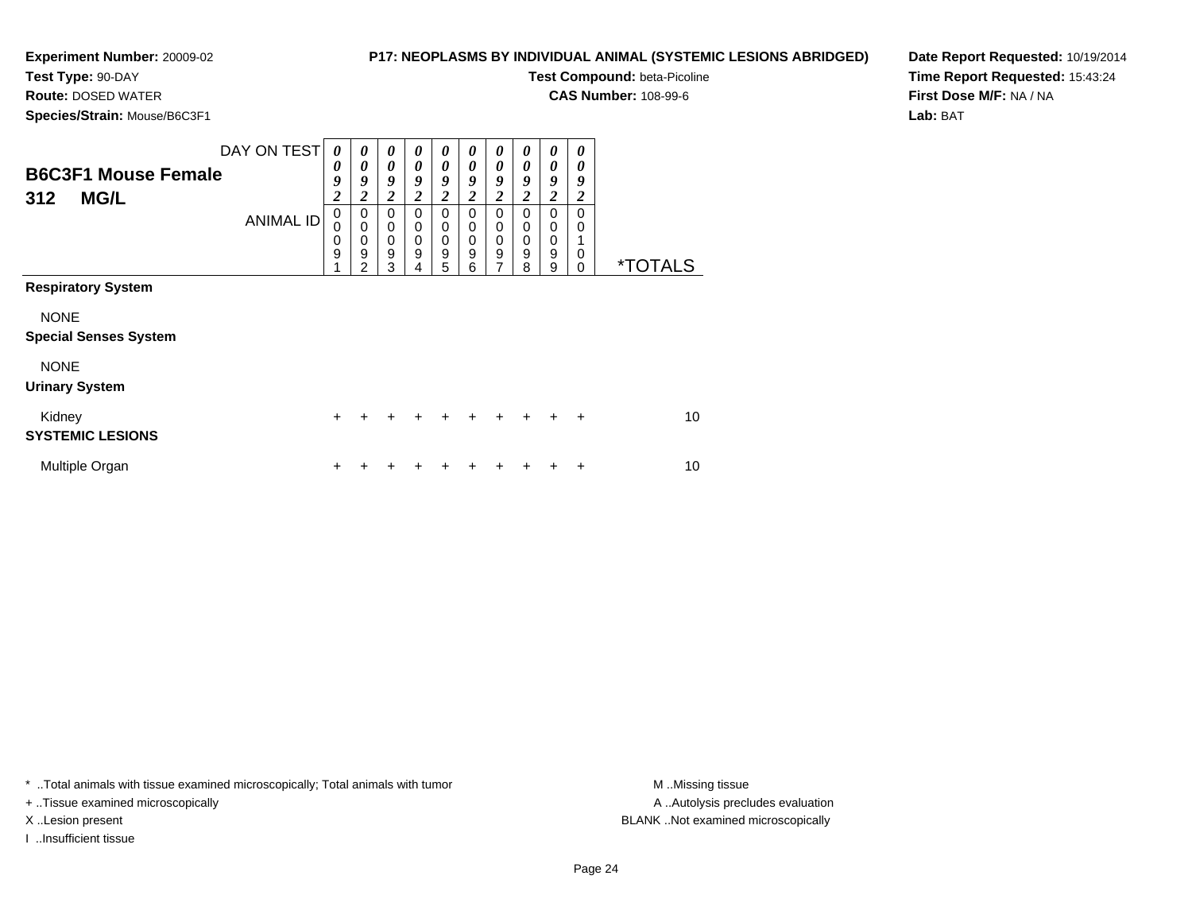**Experiment Number:** 20009-02
**Test Type:** 90-DAY
**Route:** DOSED WATER
**Species/Strain:** Mouse/B6C3F1

**P17: NEOPLASMS BY INDIVIDUAL ANIMAL (SYSTEMIC LESIONS ABRIDGED)**
**Test Compound:** beta-Picoline
**CAS Number:** 108-99-6

**Date Report Requested:** 10/19/2014
**Time Report Requested:** 15:43:24
**First Dose M/F:** NA / NA
**Lab:** BAT

## B6C3F1 Mouse Female
## 312 MG/L

| DAY ON TEST | 0092 | 0092 | 0092 | 0092 | 0092 | 0092 | 0092 | 0092 | 0092 | 0092 | |
|---|---|---|---|---|---|---|---|---|---|---|---|
| ANIMAL ID | 00091 | 00092 | 00093 | 00094 | 00095 | 00096 | 00097 | 00098 | 00099 | 00100 | *TOTALS |
| **Respiratory System** | | | | | | | | | | | |
| NONE | | | | | | | | | | | |
| **Special Senses System** | | | | | | | | | | | |
| NONE | | | | | | | | | | | |
| **Urinary System** | | | | | | | | | | | |
| Kidney | + | + | + | + | + | + | + | + | + | + | 10 |
| **SYSTEMIC LESIONS** | | | | | | | | | | | |
| Multiple Organ | + | + | + | + | + | + | + | + | + | + | 10 |

\* ..Total animals with tissue examined microscopically; Total animals with tumor
\+ ..Tissue examined microscopically
X ..Lesion present
I ..Insufficient tissue

M ..Missing tissue
A ..Autolysis precludes evaluation
BLANK ..Not examined microscopically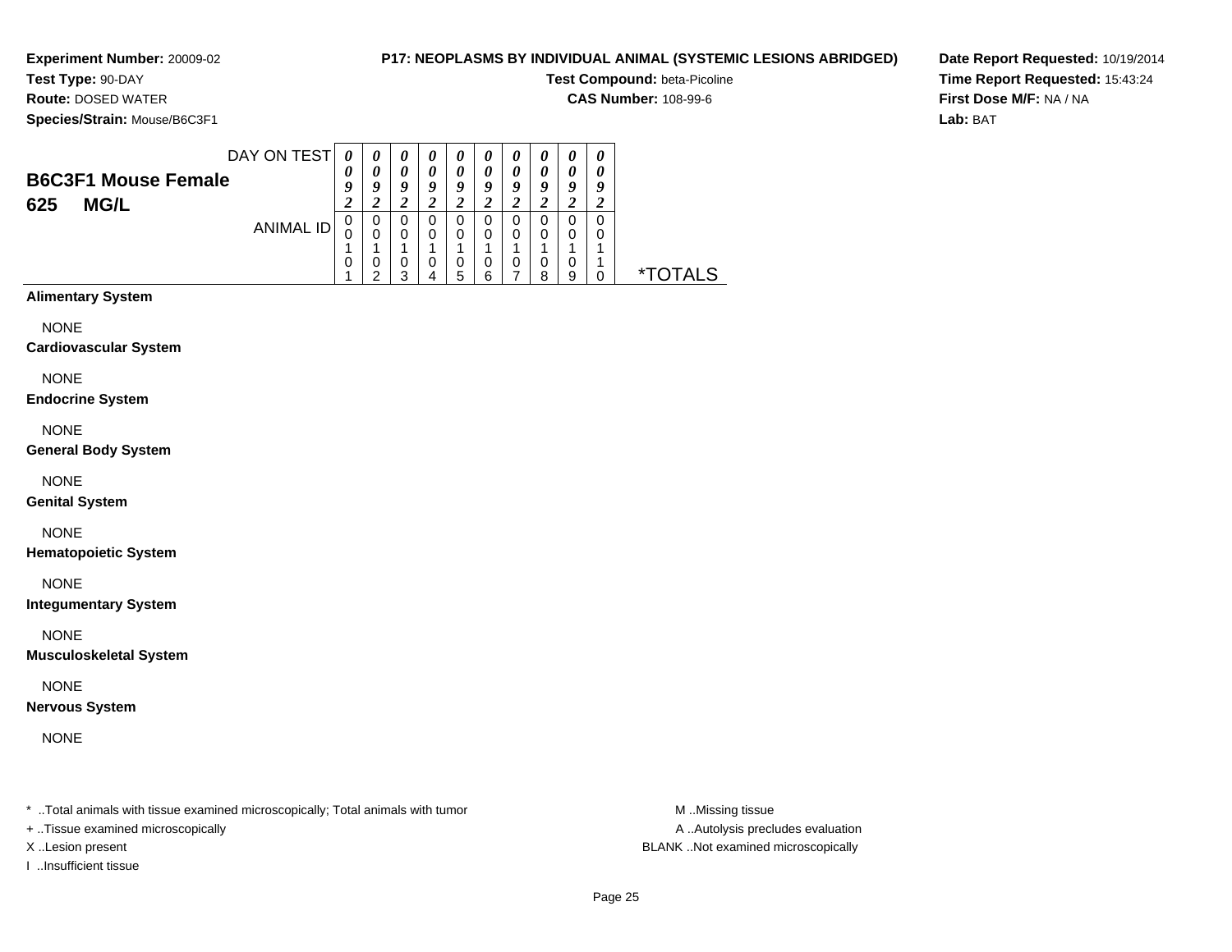**Experiment Number:** 20009-02
**Test Type:** 90-DAY
**Route:** DOSED WATER
**Species/Strain:** Mouse/B6C3F1

**P17: NEOPLASMS BY INDIVIDUAL ANIMAL (SYSTEMIC LESIONS ABRIDGED)**
**Test Compound:** beta-Picoline
**CAS Number:** 108-99-6

**Date Report Requested:** 10/19/2014
**Time Report Requested:** 15:43:24
**First Dose M/F:** NA / NA
**Lab:** BAT

## B6C3F1 Mouse Female
## 625 MG/L

| DAY ON TEST | 0092 | 0092 | 0092 | 0092 | 0092 | 0092 | 0092 | 0092 | 0092 | 0092 | |
|---|---|---|---|---|---|---|---|---|---|---|---|
| ANIMAL ID | 00101 | 00102 | 00103 | 00104 | 00105 | 00106 | 00107 | 00108 | 00109 | 00110 | *TOTALS |

**Alimentary System**

NONE

**Cardiovascular System**

NONE

**Endocrine System**

NONE

**General Body System**

NONE

**Genital System**

NONE

**Hematopoietic System**

NONE

**Integumentary System**

NONE

**Musculoskeletal System**

NONE

**Nervous System**

NONE

* ..Total animals with tissue examined microscopically; Total animals with tumor
+ ..Tissue examined microscopically
X ..Lesion present
I ..Insufficient tissue

M ..Missing tissue
A ..Autolysis precludes evaluation
BLANK ..Not examined microscopically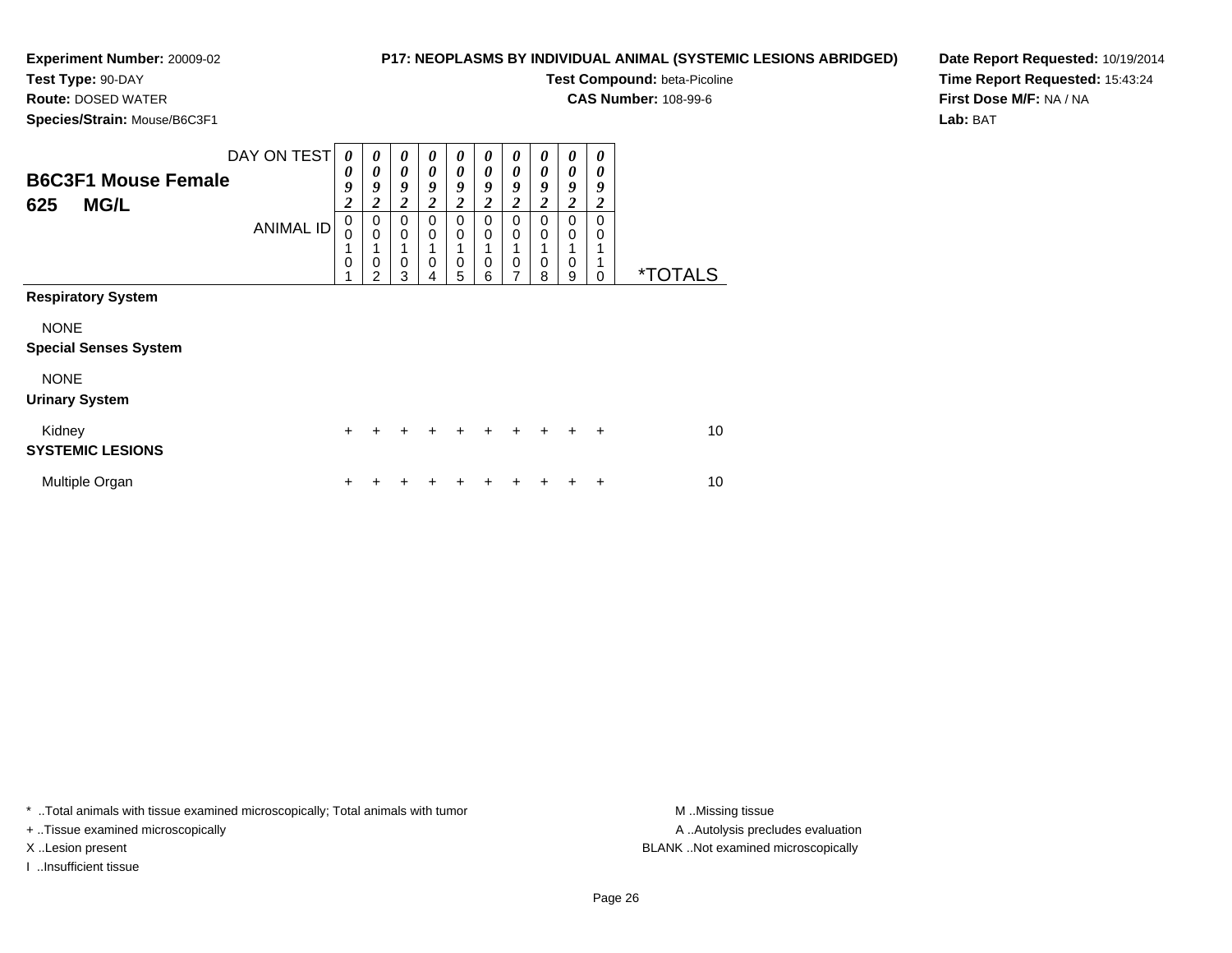**Experiment Number:** 20009-02
**Test Type:** 90-DAY
**Route:** DOSED WATER
**Species/Strain:** Mouse/B6C3F1

**P17: NEOPLASMS BY INDIVIDUAL ANIMAL (SYSTEMIC LESIONS ABRIDGED)**
**Test Compound:** beta-Picoline
**CAS Number:** 108-99-6

**Date Report Requested:** 10/19/2014
**Time Report Requested:** 15:43:24
**First Dose M/F:** NA / NA
**Lab:** BAT

## B6C3F1 Mouse Female
## 625 MG/L

| DAY ON TEST | 0092 | 0092 | 0092 | 0092 | 0092 | 0092 | 0092 | 0092 | 0092 | 0092 | |
|---|---|---|---|---|---|---|---|---|---|---|---|
| ANIMAL ID | 00101 | 00102 | 00103 | 00104 | 00105 | 00106 | 00107 | 00108 | 00109 | 00110 | *TOTALS |
| **Respiratory System** | | | | | | | | | | | |
| NONE | | | | | | | | | | | |
| **Special Senses System** | | | | | | | | | | | |
| NONE | | | | | | | | | | | |
| **Urinary System** | | | | | | | | | | | |
| Kidney | + | + | + | + | + | + | + | + | + | + | 10 |
| **SYSTEMIC LESIONS** | | | | | | | | | | | |
| Multiple Organ | + | + | + | + | + | + | + | + | + | + | 10 |

* ..Total animals with tissue examined microscopically; Total animals with tumor
+ ..Tissue examined microscopically
X ..Lesion present
I ..Insufficient tissue

M ..Missing tissue
A ..Autolysis precludes evaluation
BLANK ..Not examined microscopically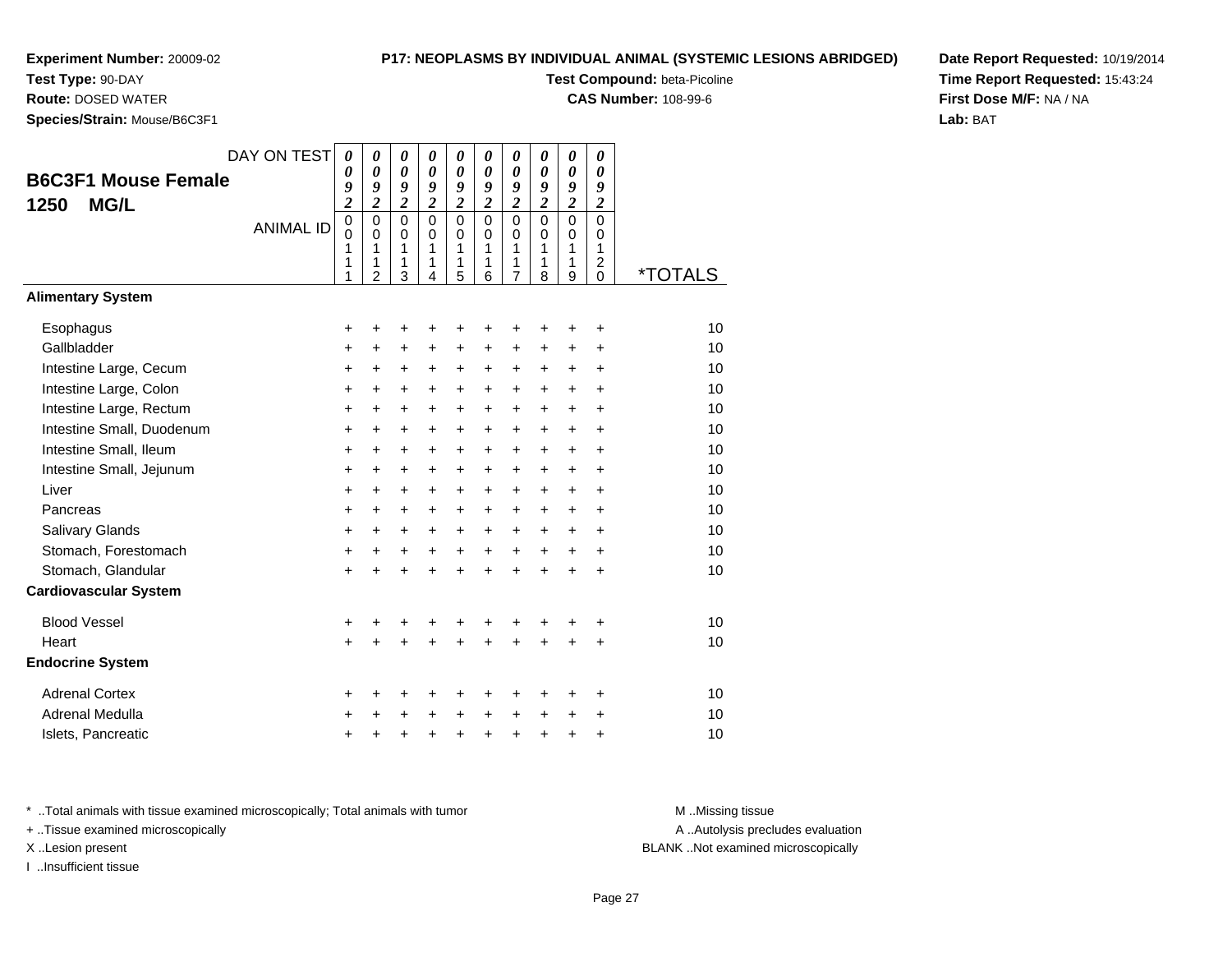**Experiment Number:** 20009-02
**Test Type:** 90-DAY
**Route:** DOSED WATER
**Species/Strain:** Mouse/B6C3F1

**P17: NEOPLASMS BY INDIVIDUAL ANIMAL (SYSTEMIC LESIONS ABRIDGED)**
**Test Compound:** beta-Picoline
**CAS Number:** 108-99-6

**Date Report Requested:** 10/19/2014
**Time Report Requested:** 15:43:24
**First Dose M/F:** NA / NA
**Lab:** BAT

## B6C3F1 Mouse Female
## 1250 MG/L

| DAY ON TEST | 0092 | 0092 | 0092 | 0092 | 0092 | 0092 | 0092 | 0092 | 0092 | 0092 | |
|---|---|---|---|---|---|---|---|---|---|---|---|
| ANIMAL ID | 00111 | 00112 | 00113 | 00114 | 00115 | 00116 | 00117 | 00118 | 00119 | 00120 | *TOTALS |
| **Alimentary System** | | | | | | | | | | | |
| Esophagus | + | + | + | + | + | + | + | + | + | + | 10 |
| Gallbladder | + | + | + | + | + | + | + | + | + | + | 10 |
| Intestine Large, Cecum | + | + | + | + | + | + | + | + | + | + | 10 |
| Intestine Large, Colon | + | + | + | + | + | + | + | + | + | + | 10 |
| Intestine Large, Rectum | + | + | + | + | + | + | + | + | + | + | 10 |
| Intestine Small, Duodenum | + | + | + | + | + | + | + | + | + | + | 10 |
| Intestine Small, Ileum | + | + | + | + | + | + | + | + | + | + | 10 |
| Intestine Small, Jejunum | + | + | + | + | + | + | + | + | + | + | 10 |
| Liver | + | + | + | + | + | + | + | + | + | + | 10 |
| Pancreas | + | + | + | + | + | + | + | + | + | + | 10 |
| Salivary Glands | + | + | + | + | + | + | + | + | + | + | 10 |
| Stomach, Forestomach | + | + | + | + | + | + | + | + | + | + | 10 |
| Stomach, Glandular | + | + | + | + | + | + | + | + | + | + | 10 |
| **Cardiovascular System** | | | | | | | | | | | |
| Blood Vessel | + | + | + | + | + | + | + | + | + | + | 10 |
| Heart | + | + | + | + | + | + | + | + | + | + | 10 |
| **Endocrine System** | | | | | | | | | | | |
| Adrenal Cortex | + | + | + | + | + | + | + | + | + | + | 10 |
| Adrenal Medulla | + | + | + | + | + | + | + | + | + | + | 10 |
| Islets, Pancreatic | + | + | + | + | + | + | + | + | + | + | 10 |

* ..Total animals with tissue examined microscopically; Total animals with tumor
+ ..Tissue examined microscopically
X ..Lesion present
I ..Insufficient tissue

M ..Missing tissue
A ..Autolysis precludes evaluation
BLANK ..Not examined microscopically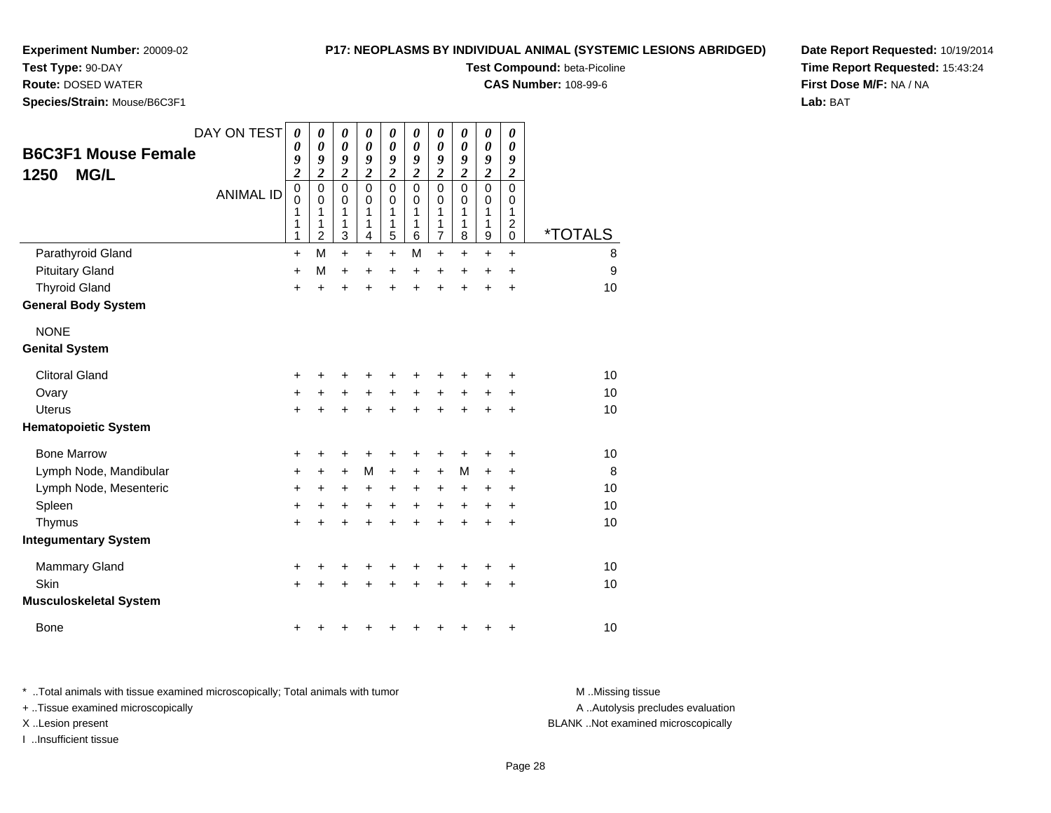**Experiment Number:** 20009-02
**Test Type:** 90-DAY
**Route:** DOSED WATER
**Species/Strain:** Mouse/B6C3F1

**P17: NEOPLASMS BY INDIVIDUAL ANIMAL (SYSTEMIC LESIONS ABRIDGED)**
**Test Compound:** beta-Picoline
**CAS Number:** 108-99-6

**Date Report Requested:** 10/19/2014
**Time Report Requested:** 15:43:24
**First Dose M/F:** NA / NA
**Lab:** BAT

## B6C3F1 Mouse Female 1250 MG/L

| DAY ON TEST | 0092 | 0092 | 0092 | 0092 | 0092 | 0092 | 0092 | 0092 | 0092 | 0092 | |
|---|---|---|---|---|---|---|---|---|---|---|---|
| ANIMAL ID | 00111 | 00112 | 00113 | 00114 | 00115 | 00116 | 00117 | 00118 | 00119 | 00120 | *TOTALS |
| Parathyroid Gland | + | M | + | + | + | M | + | + | + | + | 8 |
| Pituitary Gland | + | M | + | + | + | + | + | + | + | + | 9 |
| Thyroid Gland | + | + | + | + | + | + | + | + | + | + | 10 |
| **General Body System** | | | | | | | | | | | |
| NONE | | | | | | | | | | | |
| **Genital System** | | | | | | | | | | | |
| Clitoral Gland | + | + | + | + | + | + | + | + | + | + | 10 |
| Ovary | + | + | + | + | + | + | + | + | + | + | 10 |
| Uterus | + | + | + | + | + | + | + | + | + | + | 10 |
| **Hematopoietic System** | | | | | | | | | | | |
| Bone Marrow | + | + | + | + | + | + | + | + | + | + | 10 |
| Lymph Node, Mandibular | + | + | + | M | + | + | + | M | + | + | 8 |
| Lymph Node, Mesenteric | + | + | + | + | + | + | + | + | + | + | 10 |
| Spleen | + | + | + | + | + | + | + | + | + | + | 10 |
| Thymus | + | + | + | + | + | + | + | + | + | + | 10 |
| **Integumentary System** | | | | | | | | | | | |
| Mammary Gland | + | + | + | + | + | + | + | + | + | + | 10 |
| Skin | + | + | + | + | + | + | + | + | + | + | 10 |
| **Musculoskeletal System** | | | | | | | | | | | |
| Bone | + | + | + | + | + | + | + | + | + | + | 10 |

\* ..Total animals with tissue examined microscopically; Total animals with tumor
\+ ..Tissue examined microscopically
X ..Lesion present
I ..Insufficient tissue

M ..Missing tissue
A ..Autolysis precludes evaluation
BLANK ..Not examined microscopically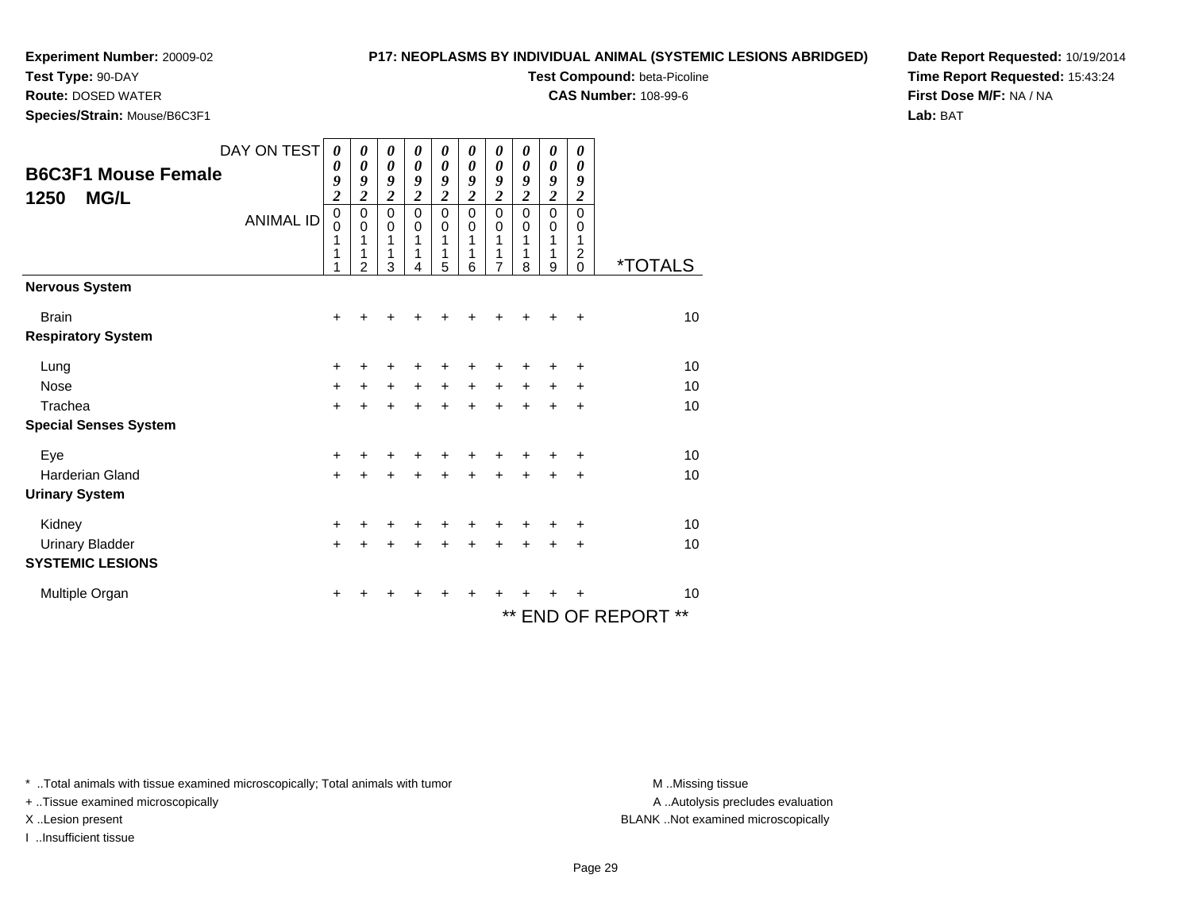**Experiment Number:** 20009-02
**Test Type:** 90-DAY
**Route:** DOSED WATER
**Species/Strain:** Mouse/B6C3F1

**P17: NEOPLASMS BY INDIVIDUAL ANIMAL (SYSTEMIC LESIONS ABRIDGED)**
**Test Compound:** beta-Picoline
**CAS Number:** 108-99-6

**Date Report Requested:** 10/19/2014
**Time Report Requested:** 15:43:24
**First Dose M/F:** NA / NA
**Lab:** BAT

## B6C3F1 Mouse Female
## 1250 MG/L

| DAY ON TEST | 0092 | 0092 | 0092 | 0092 | 0092 | 0092 | 0092 | 0092 | 0092 | 0092 | |
|---|---|---|---|---|---|---|---|---|---|---|---|
| ANIMAL ID | 00111 | 00112 | 00113 | 00114 | 00115 | 00116 | 00117 | 00118 | 00119 | 00120 | *TOTALS |
| **Nervous System** | | | | | | | | | | | |
| Brain | + | + | + | + | + | + | + | + | + | + | 10 |
| **Respiratory System** | | | | | | | | | | | |
| Lung | + | + | + | + | + | + | + | + | + | + | 10 |
| Nose | + | + | + | + | + | + | + | + | + | + | 10 |
| Trachea | + | + | + | + | + | + | + | + | + | + | 10 |
| **Special Senses System** | | | | | | | | | | | |
| Eye | + | + | + | + | + | + | + | + | + | + | 10 |
| Harderian Gland | + | + | + | + | + | + | + | + | + | + | 10 |
| **Urinary System** | | | | | | | | | | | |
| Kidney | + | + | + | + | + | + | + | + | + | + | 10 |
| Urinary Bladder | + | + | + | + | + | + | + | + | + | + | 10 |
| **SYSTEMIC LESIONS** | | | | | | | | | | | |
| Multiple Organ | + | + | + | + | + | + | + | + | + | + | 10 |

** END OF REPORT **

* ..Total animals with tissue examined microscopically; Total animals with tumor
+ ..Tissue examined microscopically
X ..Lesion present
I ..Insufficient tissue

M ..Missing tissue
A ..Autolysis precludes evaluation
BLANK ..Not examined microscopically